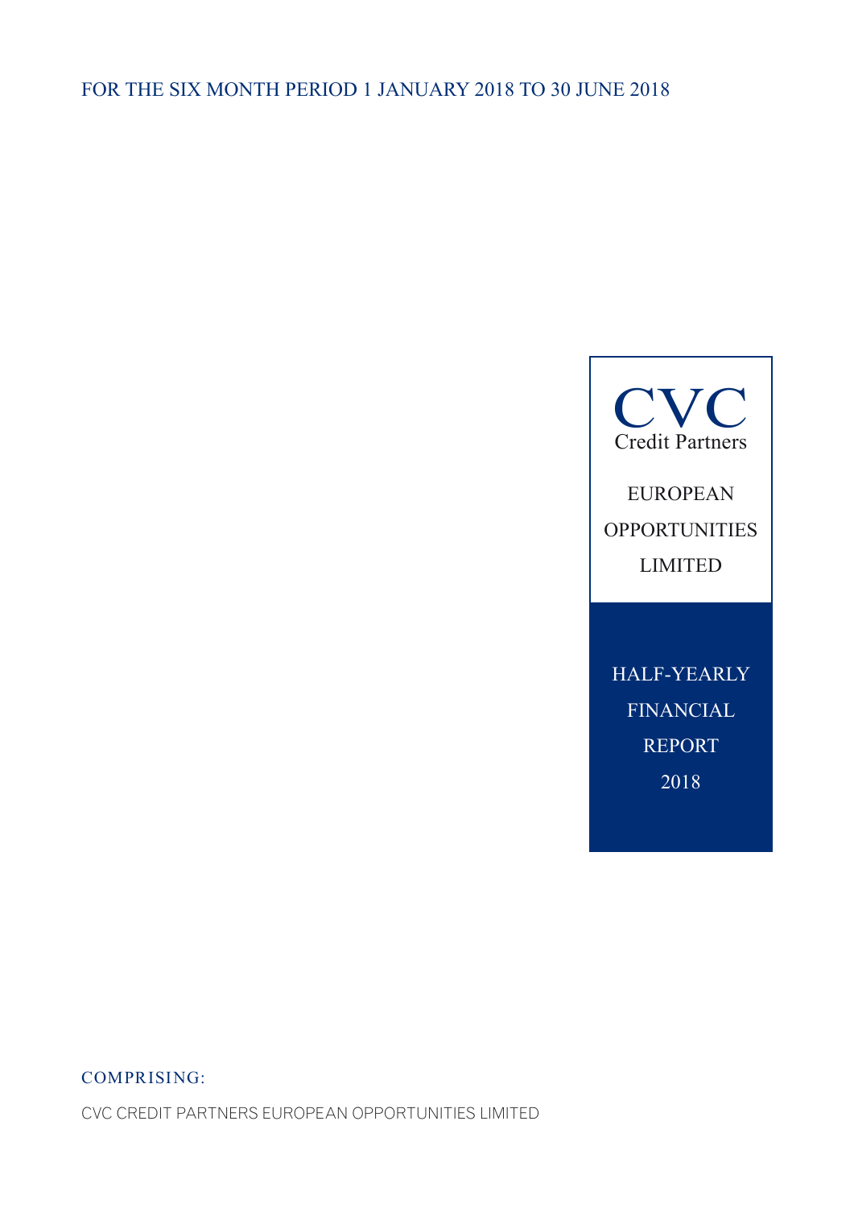FOR THE SIX MONTH PERIOD 1 JANUARY 2018 TO 30 JUNE 2018

# CVC

Credit Partners

EUROPEAN OPPORTUNITIES LIMITED

HALF-YEARLY FINANCIAL REPORT 2018

COMPRISING:

CVC CREDIT PARTNERS EUROPEAN OPPORTUNITIES LIMITED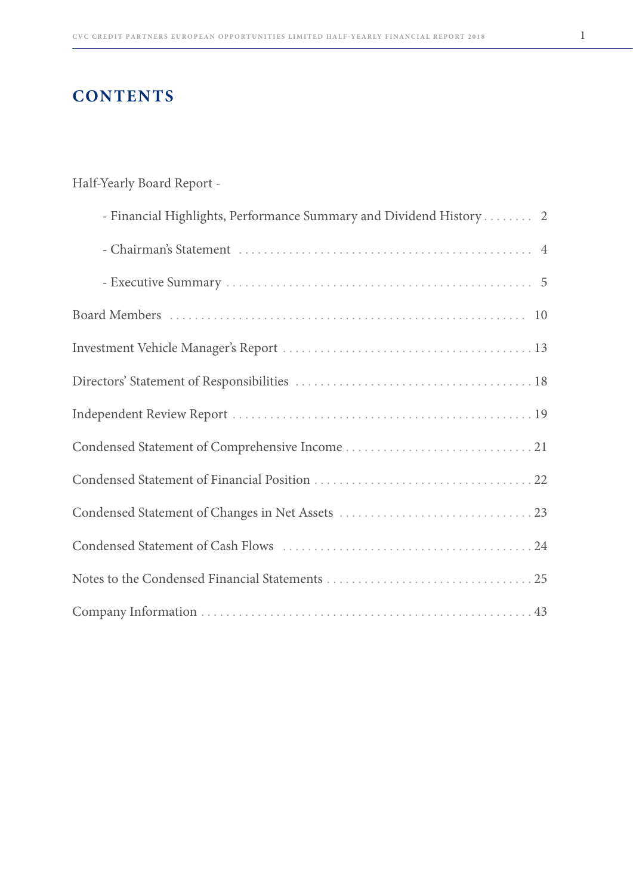# CONTENTS

Half-Yearly Board Report -

- Financial Highlights, Performance Summary and Dividend History . . . . . . . . 2
- Chairman's Statement . . . . . . . . 4
- Executive Summary . . . . . . . . 5

Board Members . . . . . . . . 10

Investment Vehicle Manager's Report . . . . . . . . 13

Directors' Statement of Responsibilities . . . . . . . . 18

Independent Review Report . . . . . . . . 19

Condensed Statement of Comprehensive Income . . . . . . . . 21

Condensed Statement of Financial Position . . . . . . . . 22

Condensed Statement of Changes in Net Assets . . . . . . . . 23

Condensed Statement of Cash Flows . . . . . . . . 24

Notes to the Condensed Financial Statements . . . . . . . . 25

Company Information . . . . . . . . 43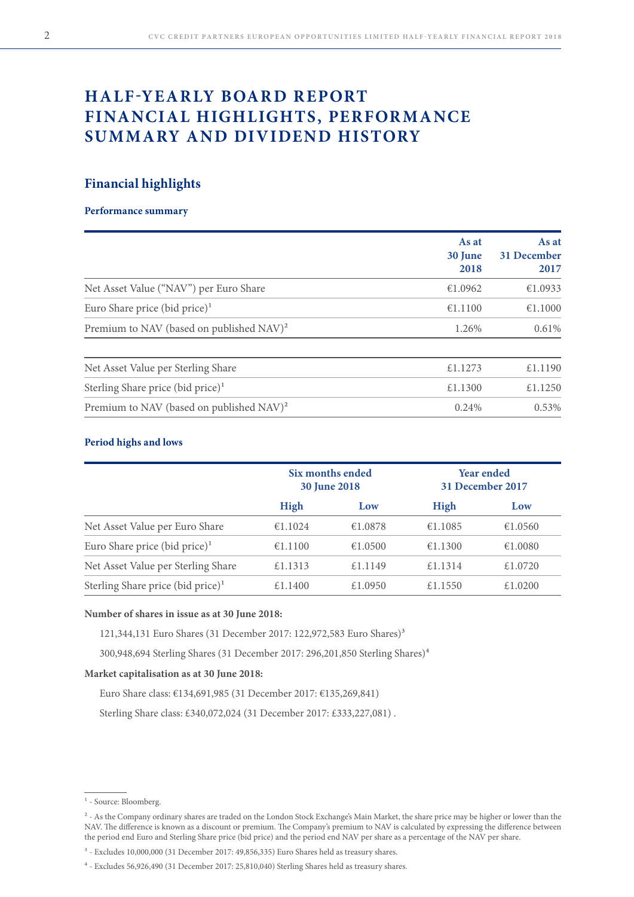# HALF-YEARLY BOARD REPORT FINANCIAL HIGHLIGHTS, PERFORMANCE SUMMARY AND DIVIDEND HISTORY

## Financial highlights

### Performance summary

| | As at 30 June 2018 | As at 31 December 2017 |
|---|---|---|
| Net Asset Value ("NAV") per Euro Share | €1.0962 | €1.0933 |
| Euro Share price (bid price)[1] | €1.1100 | €1.1000 |
| Premium to NAV (based on published NAV)[2] | 1.26% | 0.61% |
| | | |
| Net Asset Value per Sterling Share | £1.1273 | £1.1190 |
| Sterling Share price (bid price)[1] | £1.1300 | £1.1250 |
| Premium to NAV (based on published NAV)[2] | 0.24% | 0.53% |

### Period highs and lows

| | Six months ended 30 June 2018 | | Year ended 31 December 2017 | |
|---|---|---|---|---|
| | High | Low | High | Low |
| Net Asset Value per Euro Share | €1.1024 | €1.0878 | €1.1085 | €1.0560 |
| Euro Share price (bid price)[1] | €1.1100 | €1.0500 | €1.1300 | €1.0080 |
| Net Asset Value per Sterling Share | £1.1313 | £1.1149 | £1.1314 | £1.0720 |
| Sterling Share price (bid price)[1] | £1.1400 | £1.0950 | £1.1550 | £1.0200 |

**Number of shares in issue as at 30 June 2018:**

121,344,131 Euro Shares (31 December 2017: 122,972,583 Euro Shares)[3]

300,948,694 Sterling Shares (31 December 2017: 296,201,850 Sterling Shares)[4]

**Market capitalisation as at 30 June 2018:**

Euro Share class: €134,691,985 (31 December 2017: €135,269,841)

Sterling Share class: £340,072,024 (31 December 2017: £333,227,081) .

[1] - Source: Bloomberg.

[2] - As the Company ordinary shares are traded on the London Stock Exchange's Main Market, the share price may be higher or lower than the NAV. The difference is known as a discount or premium. The Company's premium to NAV is calculated by expressing the difference between the period end Euro and Sterling Share price (bid price) and the period end NAV per share as a percentage of the NAV per share.

[3] - Excludes 10,000,000 (31 December 2017: 49,856,335) Euro Shares held as treasury shares.

[4] - Excludes 56,926,490 (31 December 2017: 25,810,040) Sterling Shares held as treasury shares.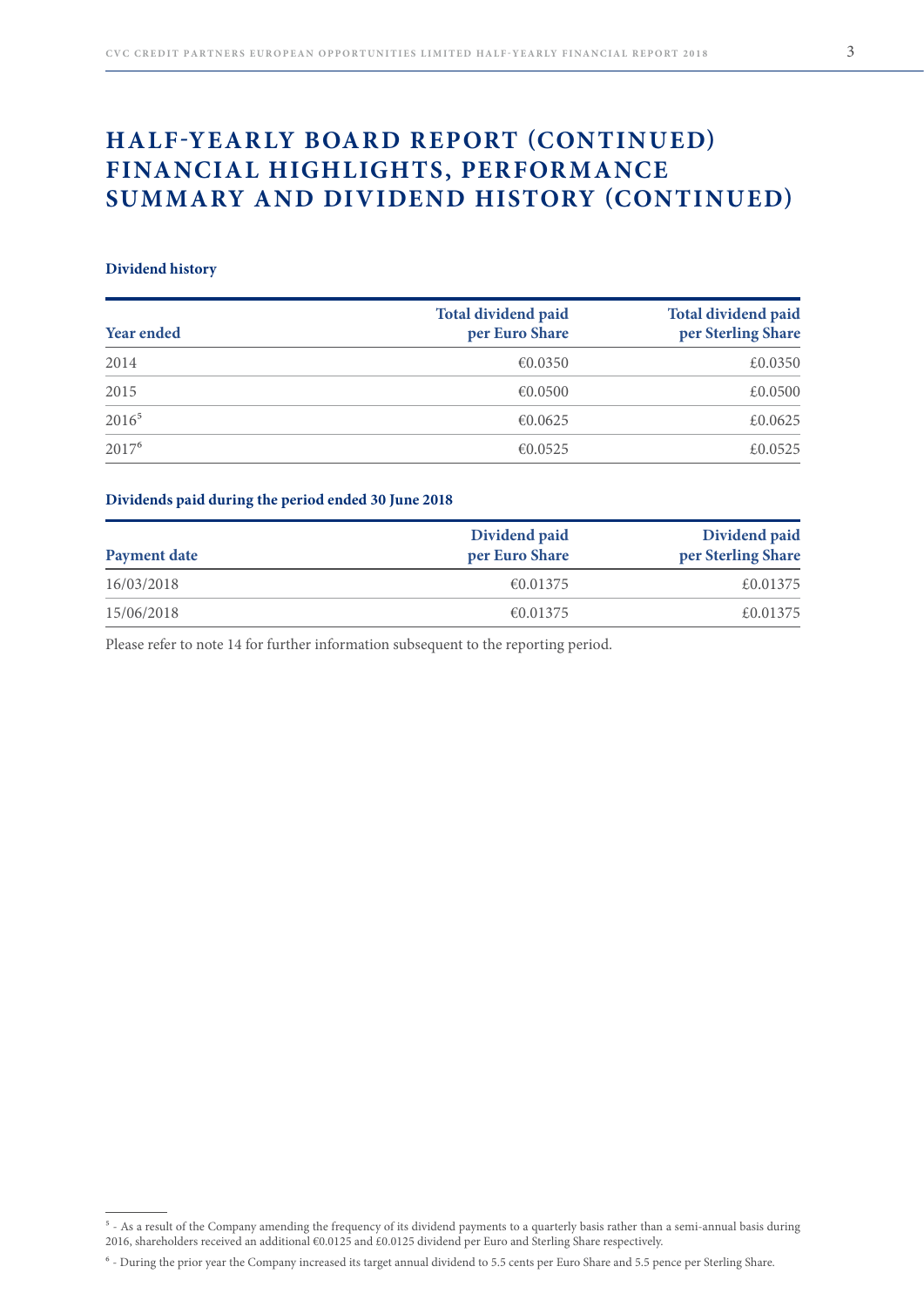# HALF-YEARLY BOARD REPORT (CONTINUED) FINANCIAL HIGHLIGHTS, PERFORMANCE SUMMARY AND DIVIDEND HISTORY (CONTINUED)

**Dividend history**

| Year ended | Total dividend paid per Euro Share | Total dividend paid per Sterling Share |
|---|---|---|
| 2014 | €0.0350 | £0.0350 |
| 2015 | €0.0500 | £0.0500 |
| 2016[5] | €0.0625 | £0.0625 |
| 2017[6] | €0.0525 | £0.0525 |

**Dividends paid during the period ended 30 June 2018**

| Payment date | Dividend paid per Euro Share | Dividend paid per Sterling Share |
|---|---|---|
| 16/03/2018 | €0.01375 | £0.01375 |
| 15/06/2018 | €0.01375 | £0.01375 |

Please refer to note 14 for further information subsequent to the reporting period.

[5] - As a result of the Company amending the frequency of its dividend payments to a quarterly basis rather than a semi-annual basis during 2016, shareholders received an additional €0.0125 and £0.0125 dividend per Euro and Sterling Share respectively.

[6] - During the prior year the Company increased its target annual dividend to 5.5 cents per Euro Share and 5.5 pence per Sterling Share.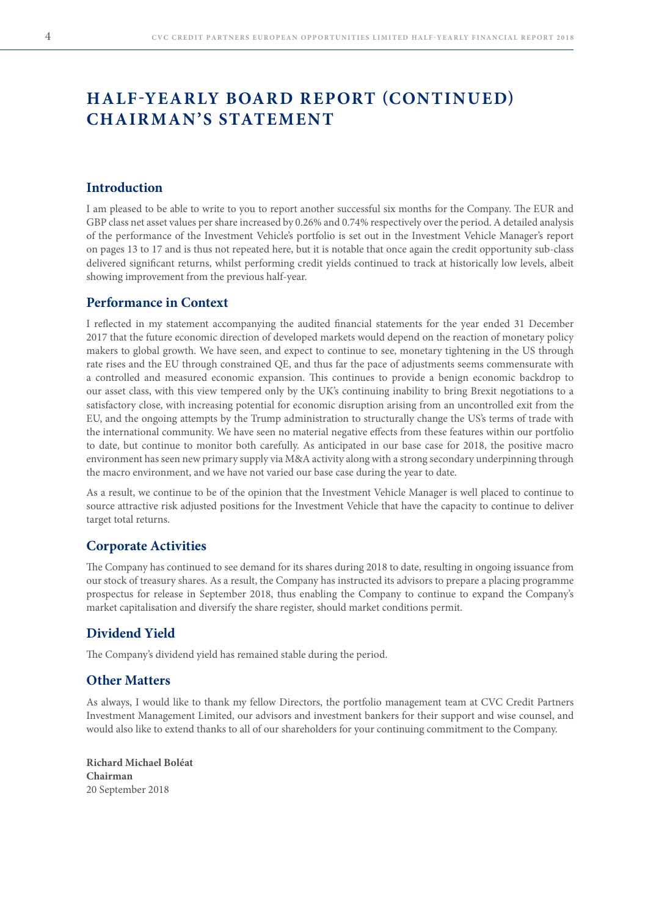# HALF-YEARLY BOARD REPORT (CONTINUED) CHAIRMAN'S STATEMENT

## Introduction

I am pleased to be able to write to you to report another successful six months for the Company. The EUR and GBP class net asset values per share increased by 0.26% and 0.74% respectively over the period. A detailed analysis of the performance of the Investment Vehicle's portfolio is set out in the Investment Vehicle Manager's report on pages 13 to 17 and is thus not repeated here, but it is notable that once again the credit opportunity sub-class delivered significant returns, whilst performing credit yields continued to track at historically low levels, albeit showing improvement from the previous half-year.

## Performance in Context

I reflected in my statement accompanying the audited financial statements for the year ended 31 December 2017 that the future economic direction of developed markets would depend on the reaction of monetary policy makers to global growth. We have seen, and expect to continue to see, monetary tightening in the US through rate rises and the EU through constrained QE, and thus far the pace of adjustments seems commensurate with a controlled and measured economic expansion. This continues to provide a benign economic backdrop to our asset class, with this view tempered only by the UK's continuing inability to bring Brexit negotiations to a satisfactory close, with increasing potential for economic disruption arising from an uncontrolled exit from the EU, and the ongoing attempts by the Trump administration to structurally change the US's terms of trade with the international community. We have seen no material negative effects from these features within our portfolio to date, but continue to monitor both carefully. As anticipated in our base case for 2018, the positive macro environment has seen new primary supply via M&A activity along with a strong secondary underpinning through the macro environment, and we have not varied our base case during the year to date.

As a result, we continue to be of the opinion that the Investment Vehicle Manager is well placed to continue to source attractive risk adjusted positions for the Investment Vehicle that have the capacity to continue to deliver target total returns.

## Corporate Activities

The Company has continued to see demand for its shares during 2018 to date, resulting in ongoing issuance from our stock of treasury shares. As a result, the Company has instructed its advisors to prepare a placing programme prospectus for release in September 2018, thus enabling the Company to continue to expand the Company's market capitalisation and diversify the share register, should market conditions permit.

## Dividend Yield

The Company's dividend yield has remained stable during the period.

## Other Matters

As always, I would like to thank my fellow Directors, the portfolio management team at CVC Credit Partners Investment Management Limited, our advisors and investment bankers for their support and wise counsel, and would also like to extend thanks to all of our shareholders for your continuing commitment to the Company.

**Richard Michael Boléat**
**Chairman**
20 September 2018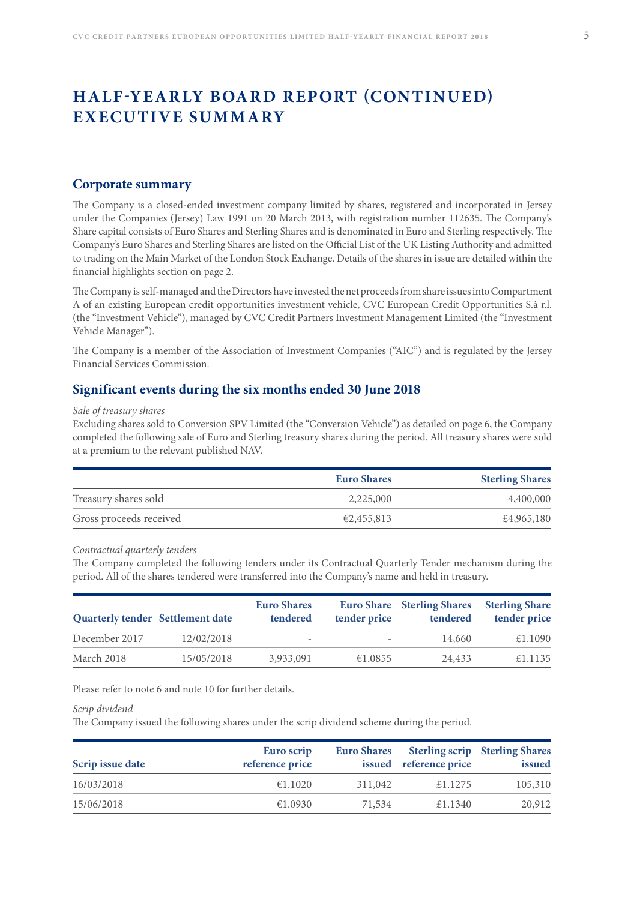# HALF-YEARLY BOARD REPORT (CONTINUED) EXECUTIVE SUMMARY

## Corporate summary

The Company is a closed-ended investment company limited by shares, registered and incorporated in Jersey under the Companies (Jersey) Law 1991 on 20 March 2013, with registration number 112635. The Company's Share capital consists of Euro Shares and Sterling Shares and is denominated in Euro and Sterling respectively. The Company's Euro Shares and Sterling Shares are listed on the Official List of the UK Listing Authority and admitted to trading on the Main Market of the London Stock Exchange. Details of the shares in issue are detailed within the financial highlights section on page 2.

The Company is self-managed and the Directors have invested the net proceeds from share issues into Compartment A of an existing European credit opportunities investment vehicle, CVC European Credit Opportunities S.à r.l. (the "Investment Vehicle"), managed by CVC Credit Partners Investment Management Limited (the "Investment Vehicle Manager").

The Company is a member of the Association of Investment Companies ("AIC") and is regulated by the Jersey Financial Services Commission.

## Significant events during the six months ended 30 June 2018

*Sale of treasury shares*

Excluding shares sold to Conversion SPV Limited (the "Conversion Vehicle") as detailed on page 6, the Company completed the following sale of Euro and Sterling treasury shares during the period. All treasury shares were sold at a premium to the relevant published NAV.

| | Euro Shares | Sterling Shares |
|---|---|---|
| Treasury shares sold | 2,225,000 | 4,400,000 |
| Gross proceeds received | €2,455,813 | £4,965,180 |

*Contractual quarterly tenders*

The Company completed the following tenders under its Contractual Quarterly Tender mechanism during the period. All of the shares tendered were transferred into the Company's name and held in treasury.

| Quarterly tender | Settlement date | Euro Shares tendered | Euro Share tender price | Sterling Shares tendered | Sterling Share tender price |
|---|---|---|---|---|---|
| December 2017 | 12/02/2018 | - | - | 14,660 | £1.1090 |
| March 2018 | 15/05/2018 | 3,933,091 | €1.0855 | 24,433 | £1.1135 |

Please refer to note 6 and note 10 for further details.

*Scrip dividend*

The Company issued the following shares under the scrip dividend scheme during the period.

| Scrip issue date | Euro scrip reference price | Euro Shares issued | Sterling scrip reference price | Sterling Shares issued |
|---|---|---|---|---|
| 16/03/2018 | €1.1020 | 311,042 | £1.1275 | 105,310 |
| 15/06/2018 | €1.0930 | 71,534 | £1.1340 | 20,912 |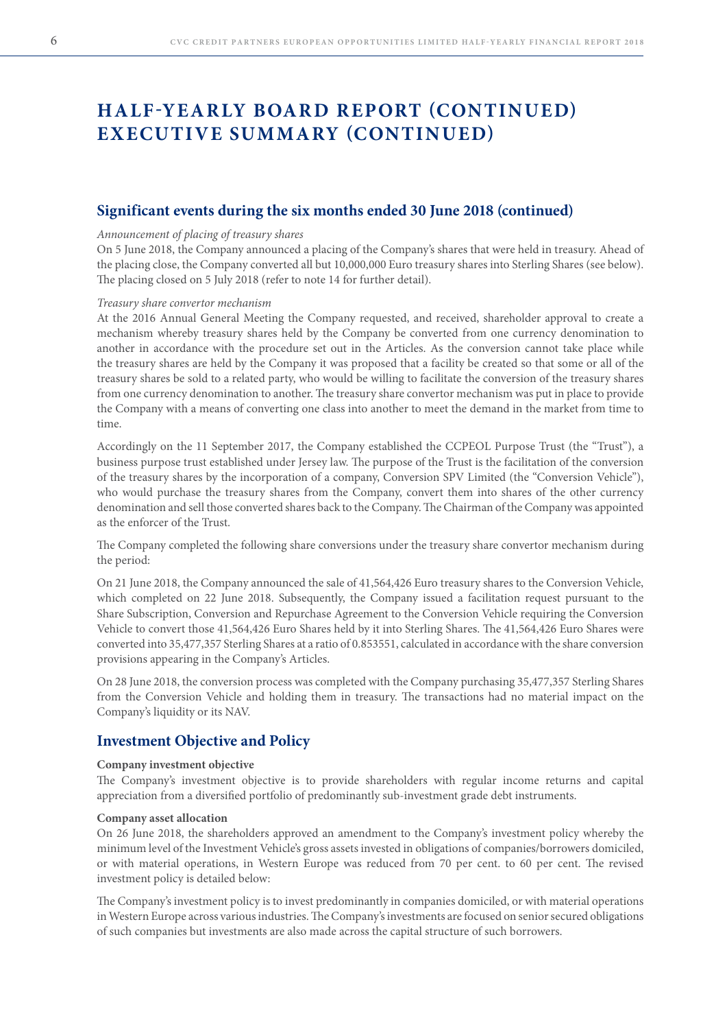# HALF-YEARLY BOARD REPORT (CONTINUED)
# EXECUTIVE SUMMARY (CONTINUED)

## Significant events during the six months ended 30 June 2018 (continued)

*Announcement of placing of treasury shares*

On 5 June 2018, the Company announced a placing of the Company's shares that were held in treasury. Ahead of the placing close, the Company converted all but 10,000,000 Euro treasury shares into Sterling Shares (see below). The placing closed on 5 July 2018 (refer to note 14 for further detail).

*Treasury share convertor mechanism*

At the 2016 Annual General Meeting the Company requested, and received, shareholder approval to create a mechanism whereby treasury shares held by the Company be converted from one currency denomination to another in accordance with the procedure set out in the Articles. As the conversion cannot take place while the treasury shares are held by the Company it was proposed that a facility be created so that some or all of the treasury shares be sold to a related party, who would be willing to facilitate the conversion of the treasury shares from one currency denomination to another. The treasury share convertor mechanism was put in place to provide the Company with a means of converting one class into another to meet the demand in the market from time to time.

Accordingly on the 11 September 2017, the Company established the CCPEOL Purpose Trust (the "Trust"), a business purpose trust established under Jersey law. The purpose of the Trust is the facilitation of the conversion of the treasury shares by the incorporation of a company, Conversion SPV Limited (the "Conversion Vehicle"), who would purchase the treasury shares from the Company, convert them into shares of the other currency denomination and sell those converted shares back to the Company. The Chairman of the Company was appointed as the enforcer of the Trust.

The Company completed the following share conversions under the treasury share convertor mechanism during the period:

On 21 June 2018, the Company announced the sale of 41,564,426 Euro treasury shares to the Conversion Vehicle, which completed on 22 June 2018. Subsequently, the Company issued a facilitation request pursuant to the Share Subscription, Conversion and Repurchase Agreement to the Conversion Vehicle requiring the Conversion Vehicle to convert those 41,564,426 Euro Shares held by it into Sterling Shares. The 41,564,426 Euro Shares were converted into 35,477,357 Sterling Shares at a ratio of 0.853551, calculated in accordance with the share conversion provisions appearing in the Company's Articles.

On 28 June 2018, the conversion process was completed with the Company purchasing 35,477,357 Sterling Shares from the Conversion Vehicle and holding them in treasury. The transactions had no material impact on the Company's liquidity or its NAV.

## Investment Objective and Policy

**Company investment objective**

The Company's investment objective is to provide shareholders with regular income returns and capital appreciation from a diversified portfolio of predominantly sub-investment grade debt instruments.

**Company asset allocation**

On 26 June 2018, the shareholders approved an amendment to the Company's investment policy whereby the minimum level of the Investment Vehicle's gross assets invested in obligations of companies/borrowers domiciled, or with material operations, in Western Europe was reduced from 70 per cent. to 60 per cent. The revised investment policy is detailed below:

The Company's investment policy is to invest predominantly in companies domiciled, or with material operations in Western Europe across various industries. The Company's investments are focused on senior secured obligations of such companies but investments are also made across the capital structure of such borrowers.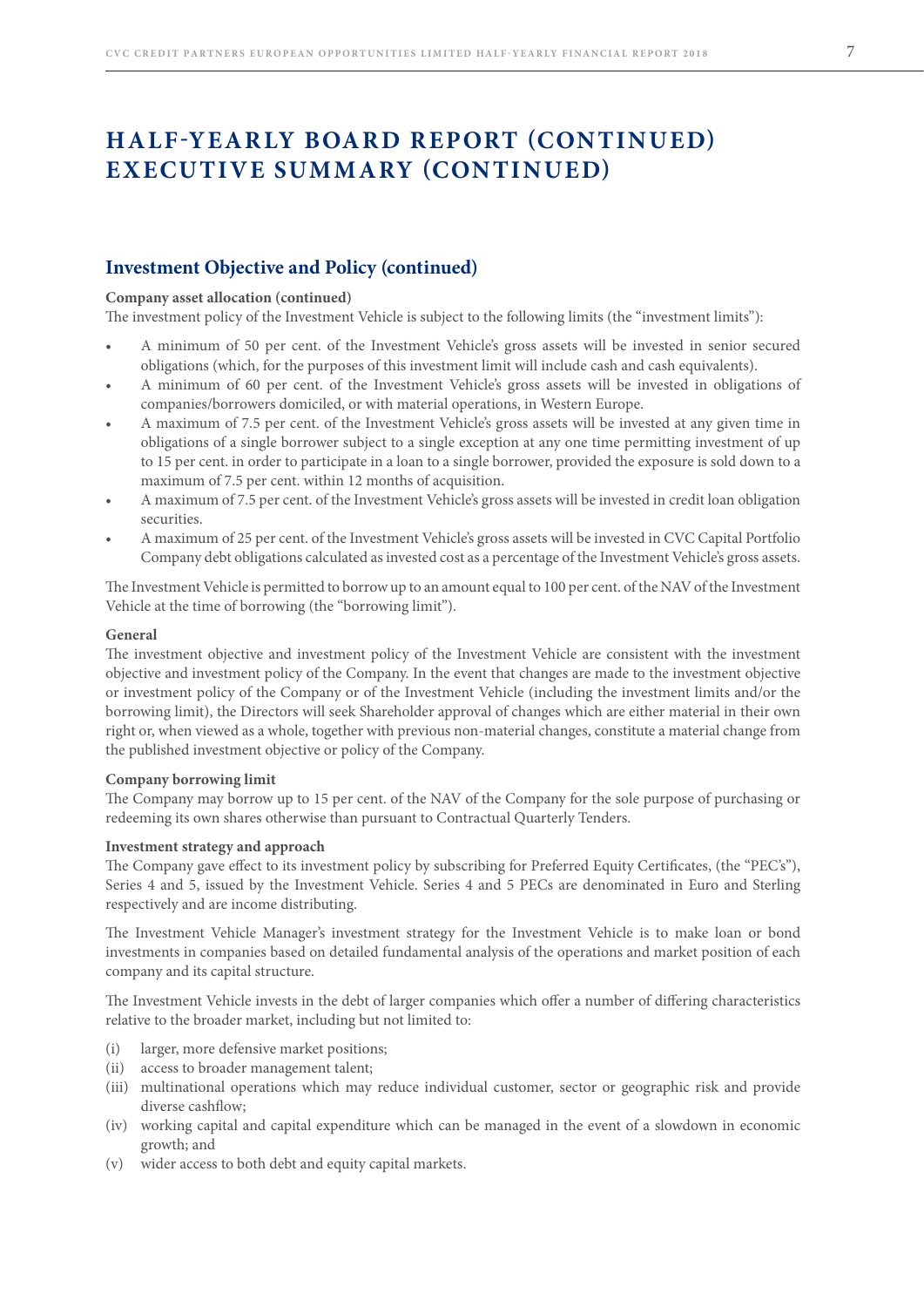# HALF-YEARLY BOARD REPORT (CONTINUED) EXECUTIVE SUMMARY (CONTINUED)

## Investment Objective and Policy (continued)

**Company asset allocation (continued)**

The investment policy of the Investment Vehicle is subject to the following limits (the "investment limits"):

- A minimum of 50 per cent. of the Investment Vehicle's gross assets will be invested in senior secured obligations (which, for the purposes of this investment limit will include cash and cash equivalents).
- A minimum of 60 per cent. of the Investment Vehicle's gross assets will be invested in obligations of companies/borrowers domiciled, or with material operations, in Western Europe.
- A maximum of 7.5 per cent. of the Investment Vehicle's gross assets will be invested at any given time in obligations of a single borrower subject to a single exception at any one time permitting investment of up to 15 per cent. in order to participate in a loan to a single borrower, provided the exposure is sold down to a maximum of 7.5 per cent. within 12 months of acquisition.
- A maximum of 7.5 per cent. of the Investment Vehicle's gross assets will be invested in credit loan obligation securities.
- A maximum of 25 per cent. of the Investment Vehicle's gross assets will be invested in CVC Capital Portfolio Company debt obligations calculated as invested cost as a percentage of the Investment Vehicle's gross assets.

The Investment Vehicle is permitted to borrow up to an amount equal to 100 per cent. of the NAV of the Investment Vehicle at the time of borrowing (the "borrowing limit").

**General**

The investment objective and investment policy of the Investment Vehicle are consistent with the investment objective and investment policy of the Company. In the event that changes are made to the investment objective or investment policy of the Company or of the Investment Vehicle (including the investment limits and/or the borrowing limit), the Directors will seek Shareholder approval of changes which are either material in their own right or, when viewed as a whole, together with previous non-material changes, constitute a material change from the published investment objective or policy of the Company.

**Company borrowing limit**

The Company may borrow up to 15 per cent. of the NAV of the Company for the sole purpose of purchasing or redeeming its own shares otherwise than pursuant to Contractual Quarterly Tenders.

**Investment strategy and approach**

The Company gave effect to its investment policy by subscribing for Preferred Equity Certificates, (the "PEC's"), Series 4 and 5, issued by the Investment Vehicle. Series 4 and 5 PECs are denominated in Euro and Sterling respectively and are income distributing.

The Investment Vehicle Manager's investment strategy for the Investment Vehicle is to make loan or bond investments in companies based on detailed fundamental analysis of the operations and market position of each company and its capital structure.

The Investment Vehicle invests in the debt of larger companies which offer a number of differing characteristics relative to the broader market, including but not limited to:

(i) larger, more defensive market positions;
(ii) access to broader management talent;
(iii) multinational operations which may reduce individual customer, sector or geographic risk and provide diverse cashflow;
(iv) working capital and capital expenditure which can be managed in the event of a slowdown in economic growth; and
(v) wider access to both debt and equity capital markets.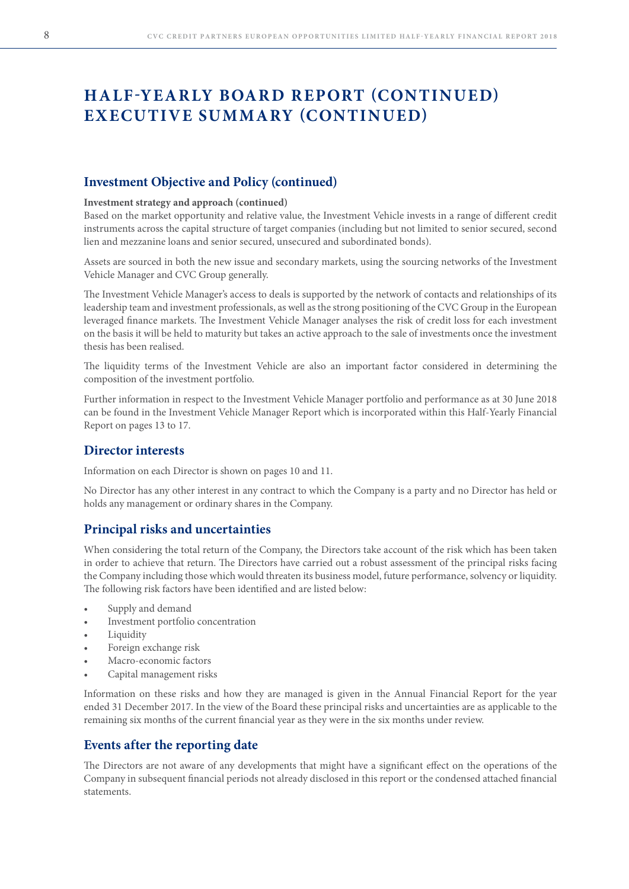# HALF-YEARLY BOARD REPORT (CONTINUED)
# EXECUTIVE SUMMARY (CONTINUED)

## Investment Objective and Policy (continued)

**Investment strategy and approach (continued)**

Based on the market opportunity and relative value, the Investment Vehicle invests in a range of different credit instruments across the capital structure of target companies (including but not limited to senior secured, second lien and mezzanine loans and senior secured, unsecured and subordinated bonds).

Assets are sourced in both the new issue and secondary markets, using the sourcing networks of the Investment Vehicle Manager and CVC Group generally.

The Investment Vehicle Manager's access to deals is supported by the network of contacts and relationships of its leadership team and investment professionals, as well as the strong positioning of the CVC Group in the European leveraged finance markets. The Investment Vehicle Manager analyses the risk of credit loss for each investment on the basis it will be held to maturity but takes an active approach to the sale of investments once the investment thesis has been realised.

The liquidity terms of the Investment Vehicle are also an important factor considered in determining the composition of the investment portfolio.

Further information in respect to the Investment Vehicle Manager portfolio and performance as at 30 June 2018 can be found in the Investment Vehicle Manager Report which is incorporated within this Half-Yearly Financial Report on pages 13 to 17.

## Director interests

Information on each Director is shown on pages 10 and 11.

No Director has any other interest in any contract to which the Company is a party and no Director has held or holds any management or ordinary shares in the Company.

## Principal risks and uncertainties

When considering the total return of the Company, the Directors take account of the risk which has been taken in order to achieve that return. The Directors have carried out a robust assessment of the principal risks facing the Company including those which would threaten its business model, future performance, solvency or liquidity. The following risk factors have been identified and are listed below:

- Supply and demand
- Investment portfolio concentration
- Liquidity
- Foreign exchange risk
- Macro-economic factors
- Capital management risks

Information on these risks and how they are managed is given in the Annual Financial Report for the year ended 31 December 2017. In the view of the Board these principal risks and uncertainties are as applicable to the remaining six months of the current financial year as they were in the six months under review.

## Events after the reporting date

The Directors are not aware of any developments that might have a significant effect on the operations of the Company in subsequent financial periods not already disclosed in this report or the condensed attached financial statements.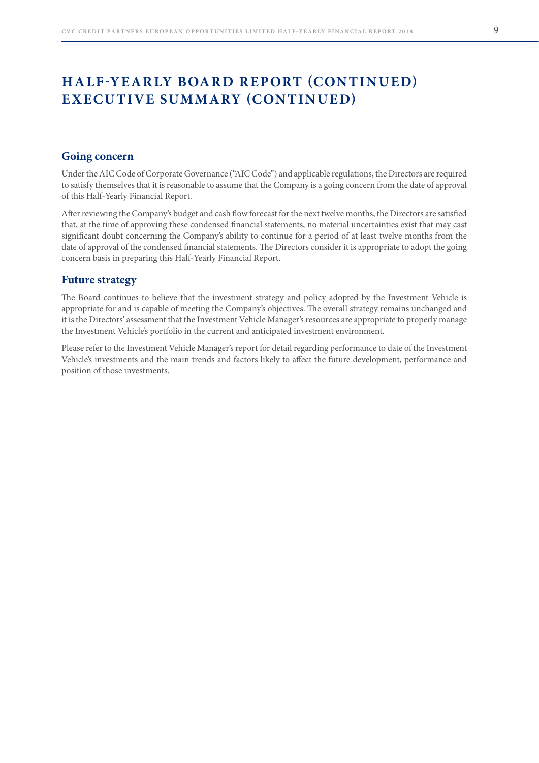# HALF-YEARLY BOARD REPORT (CONTINUED) EXECUTIVE SUMMARY (CONTINUED)

## Going concern

Under the AIC Code of Corporate Governance ("AIC Code") and applicable regulations, the Directors are required to satisfy themselves that it is reasonable to assume that the Company is a going concern from the date of approval of this Half-Yearly Financial Report.

After reviewing the Company's budget and cash flow forecast for the next twelve months, the Directors are satisfied that, at the time of approving these condensed financial statements, no material uncertainties exist that may cast significant doubt concerning the Company's ability to continue for a period of at least twelve months from the date of approval of the condensed financial statements. The Directors consider it is appropriate to adopt the going concern basis in preparing this Half-Yearly Financial Report.

## Future strategy

The Board continues to believe that the investment strategy and policy adopted by the Investment Vehicle is appropriate for and is capable of meeting the Company's objectives. The overall strategy remains unchanged and it is the Directors' assessment that the Investment Vehicle Manager's resources are appropriate to properly manage the Investment Vehicle's portfolio in the current and anticipated investment environment.

Please refer to the Investment Vehicle Manager's report for detail regarding performance to date of the Investment Vehicle's investments and the main trends and factors likely to affect the future development, performance and position of those investments.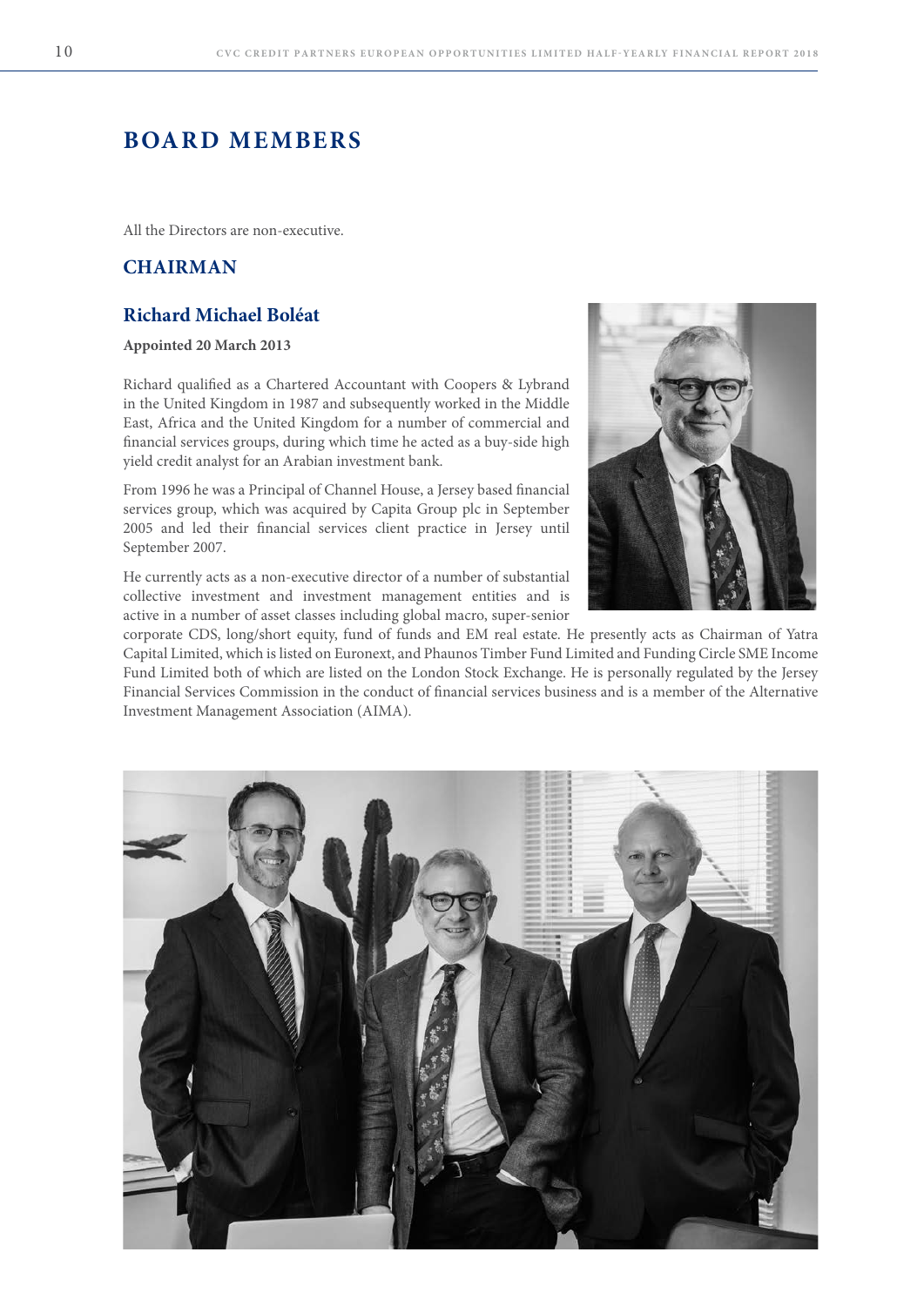# BOARD MEMBERS

All the Directors are non-executive.

## CHAIRMAN

### Richard Michael Boléat

**Appointed 20 March 2013**

Richard qualified as a Chartered Accountant with Coopers & Lybrand in the United Kingdom in 1987 and subsequently worked in the Middle East, Africa and the United Kingdom for a number of commercial and financial services groups, during which time he acted as a buy-side high yield credit analyst for an Arabian investment bank.

From 1996 he was a Principal of Channel House, a Jersey based financial services group, which was acquired by Capita Group plc in September 2005 and led their financial services client practice in Jersey until September 2007.

He currently acts as a non-executive director of a number of substantial collective investment and investment management entities and is active in a number of asset classes including global macro, super-senior corporate CDS, long/short equity, fund of funds and EM real estate. He presently acts as Chairman of Yatra Capital Limited, which is listed on Euronext, and Phaunos Timber Fund Limited and Funding Circle SME Income Fund Limited both of which are listed on the London Stock Exchange. He is personally regulated by the Jersey Financial Services Commission in the conduct of financial services business and is a member of the Alternative Investment Management Association (AIMA).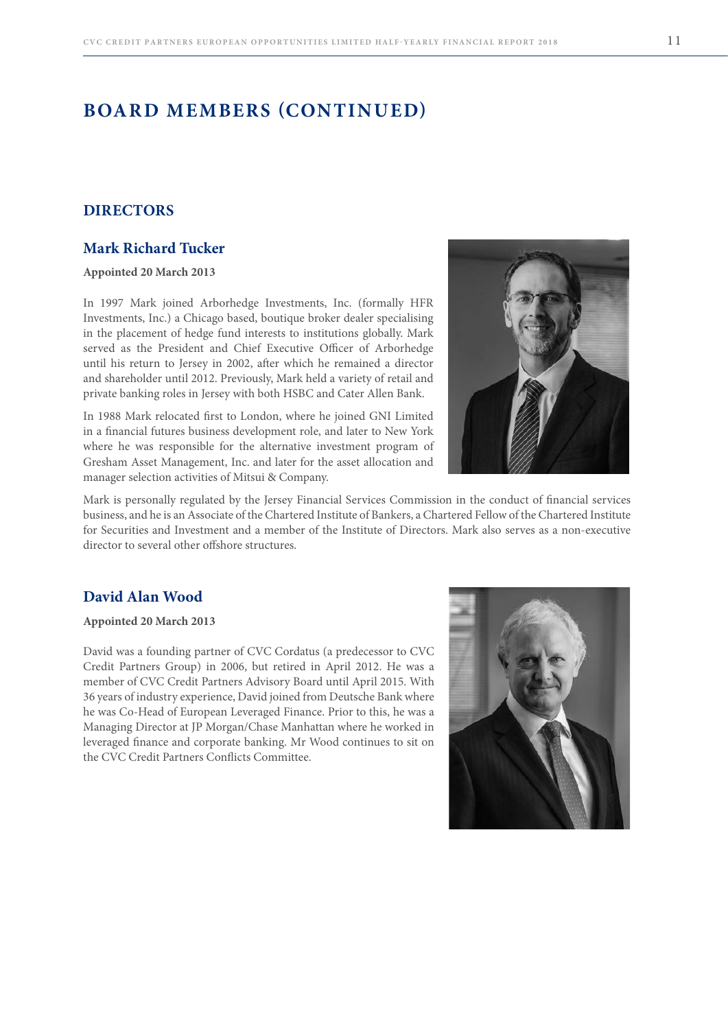# BOARD MEMBERS (CONTINUED)

## DIRECTORS

### Mark Richard Tucker

**Appointed 20 March 2013**

In 1997 Mark joined Arborhedge Investments, Inc. (formally HFR Investments, Inc.) a Chicago based, boutique broker dealer specialising in the placement of hedge fund interests to institutions globally. Mark served as the President and Chief Executive Officer of Arborhedge until his return to Jersey in 2002, after which he remained a director and shareholder until 2012. Previously, Mark held a variety of retail and private banking roles in Jersey with both HSBC and Cater Allen Bank.

In 1988 Mark relocated first to London, where he joined GNI Limited in a financial futures business development role, and later to New York where he was responsible for the alternative investment program of Gresham Asset Management, Inc. and later for the asset allocation and manager selection activities of Mitsui & Company.

Mark is personally regulated by the Jersey Financial Services Commission in the conduct of financial services business, and he is an Associate of the Chartered Institute of Bankers, a Chartered Fellow of the Chartered Institute for Securities and Investment and a member of the Institute of Directors. Mark also serves as a non-executive director to several other offshore structures.

### David Alan Wood

**Appointed 20 March 2013**

David was a founding partner of CVC Cordatus (a predecessor to CVC Credit Partners Group) in 2006, but retired in April 2012. He was a member of CVC Credit Partners Advisory Board until April 2015. With 36 years of industry experience, David joined from Deutsche Bank where he was Co-Head of European Leveraged Finance. Prior to this, he was a Managing Director at JP Morgan/Chase Manhattan where he worked in leveraged finance and corporate banking. Mr Wood continues to sit on the CVC Credit Partners Conflicts Committee.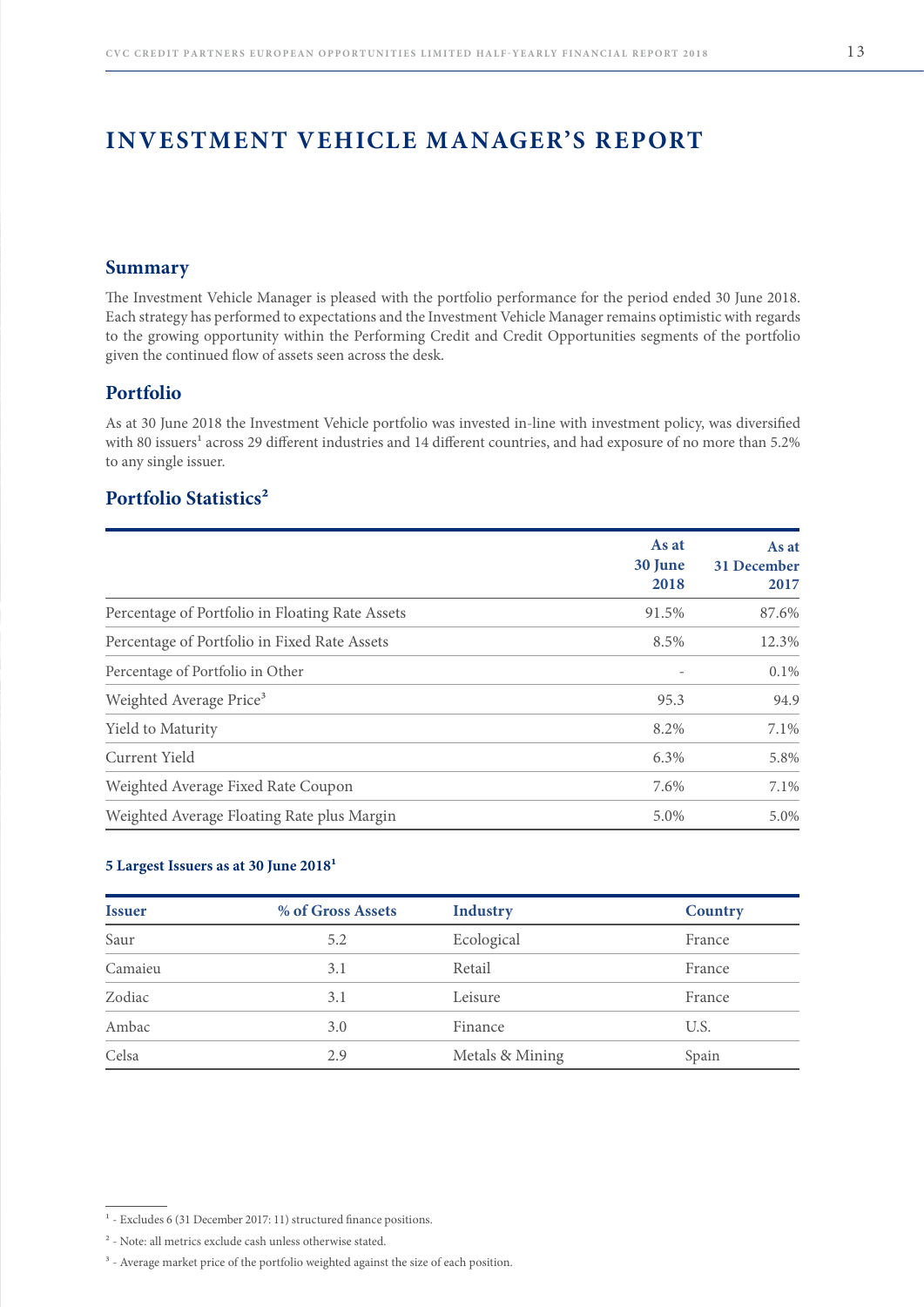# INVESTMENT VEHICLE MANAGER'S REPORT

## Summary

The Investment Vehicle Manager is pleased with the portfolio performance for the period ended 30 June 2018. Each strategy has performed to expectations and the Investment Vehicle Manager remains optimistic with regards to the growing opportunity within the Performing Credit and Credit Opportunities segments of the portfolio given the continued flow of assets seen across the desk.

## Portfolio

As at 30 June 2018 the Investment Vehicle portfolio was invested in-line with investment policy, was diversified with 80 issuers[1] across 29 different industries and 14 different countries, and had exposure of no more than 5.2% to any single issuer.

## Portfolio Statistics[2]

| | As at 30 June 2018 | As at 31 December 2017 |
|---|---|---|
| Percentage of Portfolio in Floating Rate Assets | 91.5% | 87.6% |
| Percentage of Portfolio in Fixed Rate Assets | 8.5% | 12.3% |
| Percentage of Portfolio in Other | - | 0.1% |
| Weighted Average Price[3] | 95.3 | 94.9 |
| Yield to Maturity | 8.2% | 7.1% |
| Current Yield | 6.3% | 5.8% |
| Weighted Average Fixed Rate Coupon | 7.6% | 7.1% |
| Weighted Average Floating Rate plus Margin | 5.0% | 5.0% |

### 5 Largest Issuers as at 30 June 2018[1]

| Issuer | % of Gross Assets | Industry | Country |
|---|---|---|---|
| Saur | 5.2 | Ecological | France |
| Camaieu | 3.1 | Retail | France |
| Zodiac | 3.1 | Leisure | France |
| Ambac | 3.0 | Finance | U.S. |
| Celsa | 2.9 | Metals & Mining | Spain |

[1] - Excludes 6 (31 December 2017: 11) structured finance positions.

[2] - Note: all metrics exclude cash unless otherwise stated.

[3] - Average market price of the portfolio weighted against the size of each position.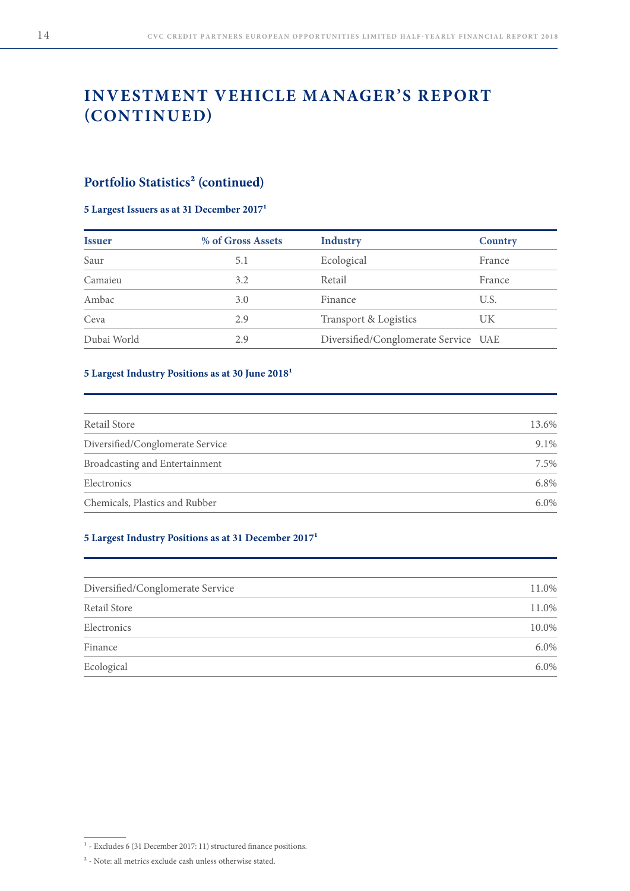# INVESTMENT VEHICLE MANAGER'S REPORT (CONTINUED)

## Portfolio Statistics[2] (continued)

### 5 Largest Issuers as at 31 December 2017[1]

| Issuer | % of Gross Assets | Industry | Country |
|---|---|---|---|
| Saur | 5.1 | Ecological | France |
| Camaieu | 3.2 | Retail | France |
| Ambac | 3.0 | Finance | U.S. |
| Ceva | 2.9 | Transport & Logistics | UK |
| Dubai World | 2.9 | Diversified/Conglomerate Service | UAE |

### 5 Largest Industry Positions as at 30 June 2018[1]

| | |
|---|---|
| Retail Store | 13.6% |
| Diversified/Conglomerate Service | 9.1% |
| Broadcasting and Entertainment | 7.5% |
| Electronics | 6.8% |
| Chemicals, Plastics and Rubber | 6.0% |

### 5 Largest Industry Positions as at 31 December 2017[1]

| | |
|---|---|
| Diversified/Conglomerate Service | 11.0% |
| Retail Store | 11.0% |
| Electronics | 10.0% |
| Finance | 6.0% |
| Ecological | 6.0% |

[1] - Excludes 6 (31 December 2017: 11) structured finance positions.

[2] - Note: all metrics exclude cash unless otherwise stated.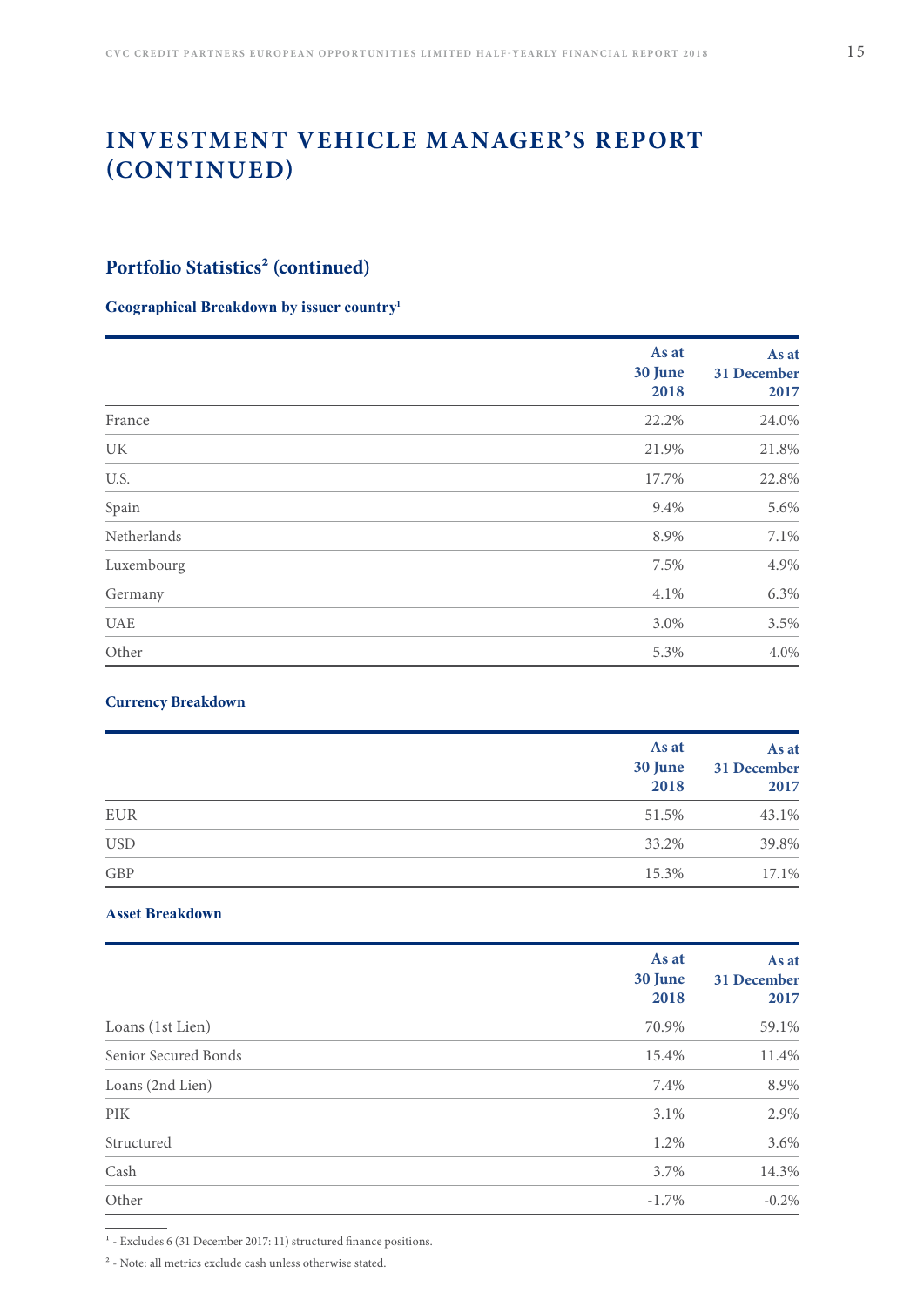# INVESTMENT VEHICLE MANAGER'S REPORT (CONTINUED)

## Portfolio Statistics[2] (continued)

### Geographical Breakdown by issuer country[1]

| | As at 30 June 2018 | As at 31 December 2017 |
|---|---|---|
| France | 22.2% | 24.0% |
| UK | 21.9% | 21.8% |
| U.S. | 17.7% | 22.8% |
| Spain | 9.4% | 5.6% |
| Netherlands | 8.9% | 7.1% |
| Luxembourg | 7.5% | 4.9% |
| Germany | 4.1% | 6.3% |
| UAE | 3.0% | 3.5% |
| Other | 5.3% | 4.0% |

### Currency Breakdown

| | As at 30 June 2018 | As at 31 December 2017 |
|---|---|---|
| EUR | 51.5% | 43.1% |
| USD | 33.2% | 39.8% |
| GBP | 15.3% | 17.1% |

### Asset Breakdown

| | As at 30 June 2018 | As at 31 December 2017 |
|---|---|---|
| Loans (1st Lien) | 70.9% | 59.1% |
| Senior Secured Bonds | 15.4% | 11.4% |
| Loans (2nd Lien) | 7.4% | 8.9% |
| PIK | 3.1% | 2.9% |
| Structured | 1.2% | 3.6% |
| Cash | 3.7% | 14.3% |
| Other | -1.7% | -0.2% |

[1] - Excludes 6 (31 December 2017: 11) structured finance positions.

[2] - Note: all metrics exclude cash unless otherwise stated.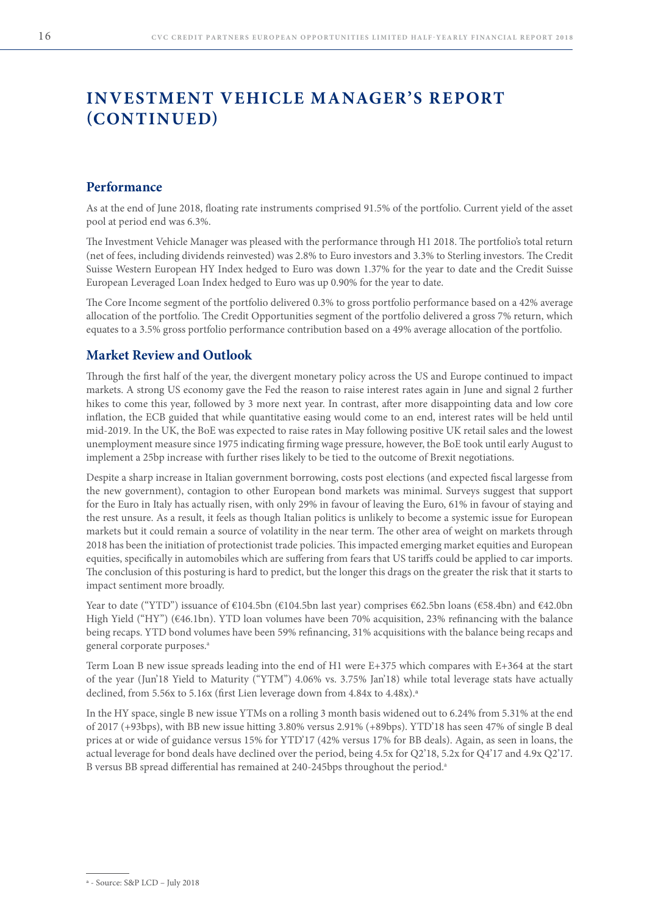# INVESTMENT VEHICLE MANAGER'S REPORT (CONTINUED)

## Performance

As at the end of June 2018, floating rate instruments comprised 91.5% of the portfolio. Current yield of the asset pool at period end was 6.3%.

The Investment Vehicle Manager was pleased with the performance through H1 2018. The portfolio's total return (net of fees, including dividends reinvested) was 2.8% to Euro investors and 3.3% to Sterling investors. The Credit Suisse Western European HY Index hedged to Euro was down 1.37% for the year to date and the Credit Suisse European Leveraged Loan Index hedged to Euro was up 0.90% for the year to date.

The Core Income segment of the portfolio delivered 0.3% to gross portfolio performance based on a 42% average allocation of the portfolio. The Credit Opportunities segment of the portfolio delivered a gross 7% return, which equates to a 3.5% gross portfolio performance contribution based on a 49% average allocation of the portfolio.

## Market Review and Outlook

Through the first half of the year, the divergent monetary policy across the US and Europe continued to impact markets. A strong US economy gave the Fed the reason to raise interest rates again in June and signal 2 further hikes to come this year, followed by 3 more next year. In contrast, after more disappointing data and low core inflation, the ECB guided that while quantitative easing would come to an end, interest rates will be held until mid-2019. In the UK, the BoE was expected to raise rates in May following positive UK retail sales and the lowest unemployment measure since 1975 indicating firming wage pressure, however, the BoE took until early August to implement a 25bp increase with further rises likely to be tied to the outcome of Brexit negotiations.

Despite a sharp increase in Italian government borrowing, costs post elections (and expected fiscal largesse from the new government), contagion to other European bond markets was minimal. Surveys suggest that support for the Euro in Italy has actually risen, with only 29% in favour of leaving the Euro, 61% in favour of staying and the rest unsure. As a result, it feels as though Italian politics is unlikely to become a systemic issue for European markets but it could remain a source of volatility in the near term. The other area of weight on markets through 2018 has been the initiation of protectionist trade policies. This impacted emerging market equities and European equities, specifically in automobiles which are suffering from fears that US tariffs could be applied to car imports. The conclusion of this posturing is hard to predict, but the longer this drags on the greater the risk that it starts to impact sentiment more broadly.

Year to date ("YTD") issuance of €104.5bn (€104.5bn last year) comprises €62.5bn loans (€58.4bn) and €42.0bn High Yield ("HY") (€46.1bn). YTD loan volumes have been 70% acquisition, 23% refinancing with the balance being recaps. YTD bond volumes have been 59% refinancing, 31% acquisitions with the balance being recaps and general corporate purposes.[a]

Term Loan B new issue spreads leading into the end of H1 were E+375 which compares with E+364 at the start of the year (Jun'18 Yield to Maturity ("YTM") 4.06% vs. 3.75% Jan'18) while total leverage stats have actually declined, from 5.56x to 5.16x (first Lien leverage down from 4.84x to 4.48x).[a]

In the HY space, single B new issue YTMs on a rolling 3 month basis widened out to 6.24% from 5.31% at the end of 2017 (+93bps), with BB new issue hitting 3.80% versus 2.91% (+89bps). YTD'18 has seen 47% of single B deal prices at or wide of guidance versus 15% for YTD'17 (42% versus 17% for BB deals). Again, as seen in loans, the actual leverage for bond deals have declined over the period, being 4.5x for Q2'18, 5.2x for Q4'17 and 4.9x Q2'17. B versus BB spread differential has remained at 240-245bps throughout the period.[a]

[a] - Source: S&P LCD – July 2018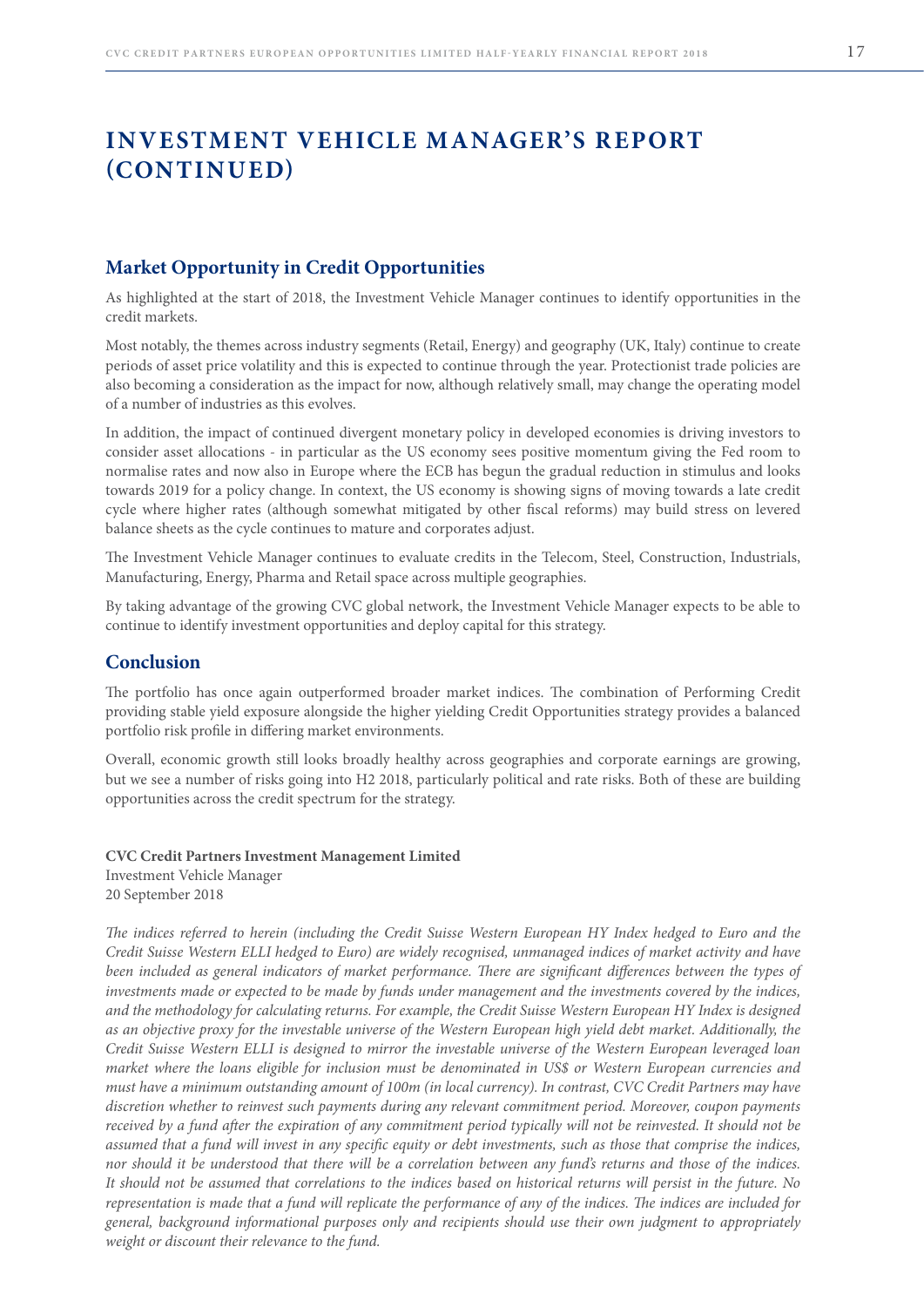# INVESTMENT VEHICLE MANAGER'S REPORT (CONTINUED)

## Market Opportunity in Credit Opportunities

As highlighted at the start of 2018, the Investment Vehicle Manager continues to identify opportunities in the credit markets.

Most notably, the themes across industry segments (Retail, Energy) and geography (UK, Italy) continue to create periods of asset price volatility and this is expected to continue through the year. Protectionist trade policies are also becoming a consideration as the impact for now, although relatively small, may change the operating model of a number of industries as this evolves.

In addition, the impact of continued divergent monetary policy in developed economies is driving investors to consider asset allocations - in particular as the US economy sees positive momentum giving the Fed room to normalise rates and now also in Europe where the ECB has begun the gradual reduction in stimulus and looks towards 2019 for a policy change. In context, the US economy is showing signs of moving towards a late credit cycle where higher rates (although somewhat mitigated by other fiscal reforms) may build stress on levered balance sheets as the cycle continues to mature and corporates adjust.

The Investment Vehicle Manager continues to evaluate credits in the Telecom, Steel, Construction, Industrials, Manufacturing, Energy, Pharma and Retail space across multiple geographies.

By taking advantage of the growing CVC global network, the Investment Vehicle Manager expects to be able to continue to identify investment opportunities and deploy capital for this strategy.

## Conclusion

The portfolio has once again outperformed broader market indices. The combination of Performing Credit providing stable yield exposure alongside the higher yielding Credit Opportunities strategy provides a balanced portfolio risk profile in differing market environments.

Overall, economic growth still looks broadly healthy across geographies and corporate earnings are growing, but we see a number of risks going into H2 2018, particularly political and rate risks. Both of these are building opportunities across the credit spectrum for the strategy.

**CVC Credit Partners Investment Management Limited**
Investment Vehicle Manager
20 September 2018

*The indices referred to herein (including the Credit Suisse Western European HY Index hedged to Euro and the Credit Suisse Western ELLI hedged to Euro) are widely recognised, unmanaged indices of market activity and have been included as general indicators of market performance. There are significant differences between the types of investments made or expected to be made by funds under management and the investments covered by the indices, and the methodology for calculating returns. For example, the Credit Suisse Western European HY Index is designed as an objective proxy for the investable universe of the Western European high yield debt market. Additionally, the Credit Suisse Western ELLI is designed to mirror the investable universe of the Western European leveraged loan market where the loans eligible for inclusion must be denominated in US$ or Western European currencies and must have a minimum outstanding amount of 100m (in local currency). In contrast, CVC Credit Partners may have discretion whether to reinvest such payments during any relevant commitment period. Moreover, coupon payments received by a fund after the expiration of any commitment period typically will not be reinvested. It should not be assumed that a fund will invest in any specific equity or debt investments, such as those that comprise the indices, nor should it be understood that there will be a correlation between any fund's returns and those of the indices. It should not be assumed that correlations to the indices based on historical returns will persist in the future. No representation is made that a fund will replicate the performance of any of the indices. The indices are included for general, background informational purposes only and recipients should use their own judgment to appropriately weight or discount their relevance to the fund.*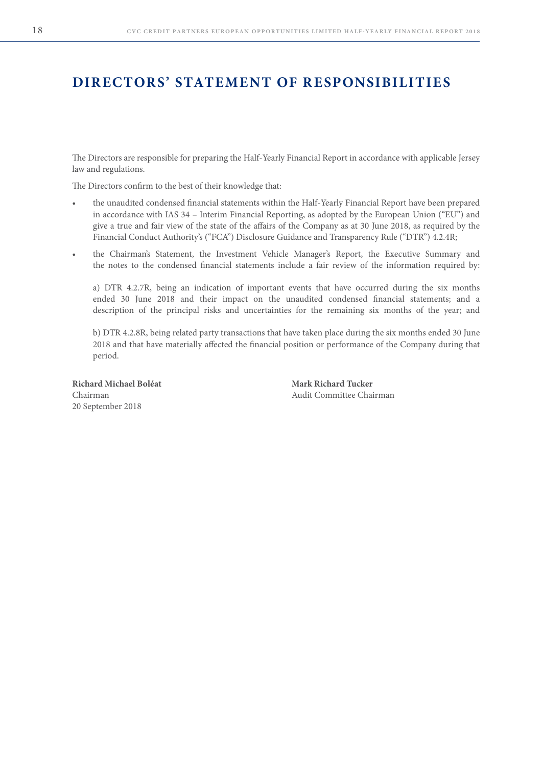# DIRECTORS' STATEMENT OF RESPONSIBILITIES

The Directors are responsible for preparing the Half-Yearly Financial Report in accordance with applicable Jersey law and regulations.

The Directors confirm to the best of their knowledge that:

- the unaudited condensed financial statements within the Half-Yearly Financial Report have been prepared in accordance with IAS 34 – Interim Financial Reporting, as adopted by the European Union ("EU") and give a true and fair view of the state of the affairs of the Company as at 30 June 2018, as required by the Financial Conduct Authority's ("FCA") Disclosure Guidance and Transparency Rule ("DTR") 4.2.4R;
- the Chairman's Statement, the Investment Vehicle Manager's Report, the Executive Summary and the notes to the condensed financial statements include a fair review of the information required by:

  a) DTR 4.2.7R, being an indication of important events that have occurred during the six months ended 30 June 2018 and their impact on the unaudited condensed financial statements; and a description of the principal risks and uncertainties for the remaining six months of the year; and

  b) DTR 4.2.8R, being related party transactions that have taken place during the six months ended 30 June 2018 and that have materially affected the financial position or performance of the Company during that period.

**Richard Michael Boléat**
Chairman
20 September 2018

**Mark Richard Tucker**
Audit Committee Chairman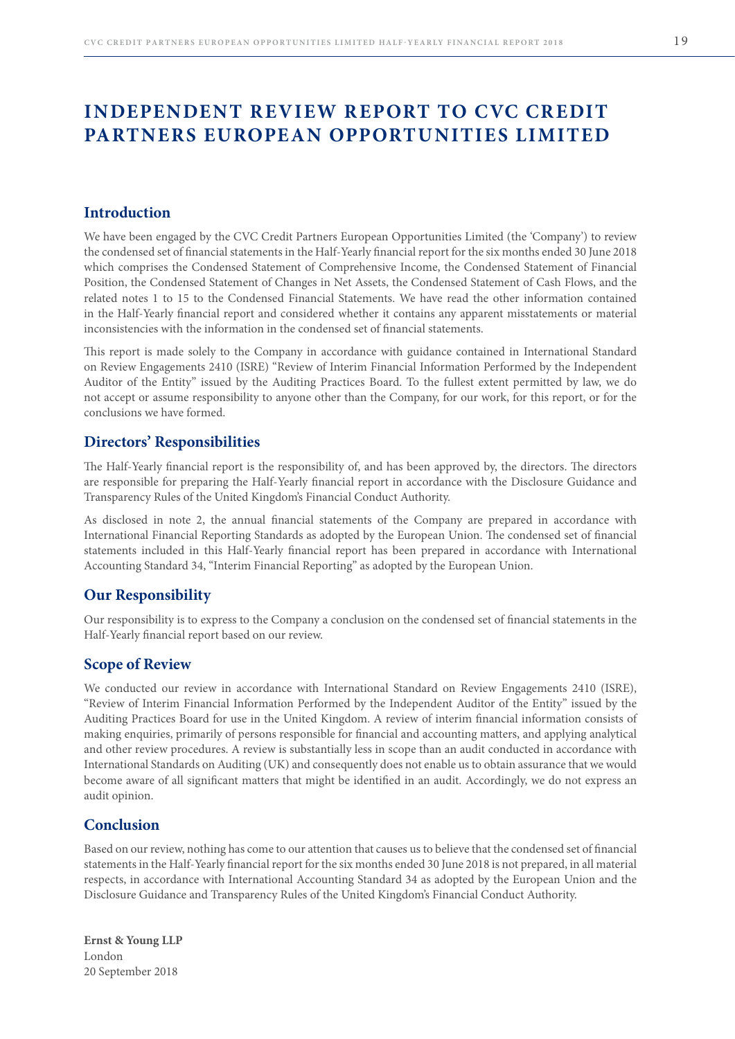# INDEPENDENT REVIEW REPORT TO CVC CREDIT PARTNERS EUROPEAN OPPORTUNITIES LIMITED

## Introduction

We have been engaged by the CVC Credit Partners European Opportunities Limited (the 'Company') to review the condensed set of financial statements in the Half-Yearly financial report for the six months ended 30 June 2018 which comprises the Condensed Statement of Comprehensive Income, the Condensed Statement of Financial Position, the Condensed Statement of Changes in Net Assets, the Condensed Statement of Cash Flows, and the related notes 1 to 15 to the Condensed Financial Statements. We have read the other information contained in the Half-Yearly financial report and considered whether it contains any apparent misstatements or material inconsistencies with the information in the condensed set of financial statements.

This report is made solely to the Company in accordance with guidance contained in International Standard on Review Engagements 2410 (ISRE) "Review of Interim Financial Information Performed by the Independent Auditor of the Entity" issued by the Auditing Practices Board. To the fullest extent permitted by law, we do not accept or assume responsibility to anyone other than the Company, for our work, for this report, or for the conclusions we have formed.

## Directors' Responsibilities

The Half-Yearly financial report is the responsibility of, and has been approved by, the directors. The directors are responsible for preparing the Half-Yearly financial report in accordance with the Disclosure Guidance and Transparency Rules of the United Kingdom's Financial Conduct Authority.

As disclosed in note 2, the annual financial statements of the Company are prepared in accordance with International Financial Reporting Standards as adopted by the European Union. The condensed set of financial statements included in this Half-Yearly financial report has been prepared in accordance with International Accounting Standard 34, "Interim Financial Reporting" as adopted by the European Union.

## Our Responsibility

Our responsibility is to express to the Company a conclusion on the condensed set of financial statements in the Half-Yearly financial report based on our review.

## Scope of Review

We conducted our review in accordance with International Standard on Review Engagements 2410 (ISRE), "Review of Interim Financial Information Performed by the Independent Auditor of the Entity" issued by the Auditing Practices Board for use in the United Kingdom. A review of interim financial information consists of making enquiries, primarily of persons responsible for financial and accounting matters, and applying analytical and other review procedures. A review is substantially less in scope than an audit conducted in accordance with International Standards on Auditing (UK) and consequently does not enable us to obtain assurance that we would become aware of all significant matters that might be identified in an audit. Accordingly, we do not express an audit opinion.

## Conclusion

Based on our review, nothing has come to our attention that causes us to believe that the condensed set of financial statements in the Half-Yearly financial report for the six months ended 30 June 2018 is not prepared, in all material respects, in accordance with International Accounting Standard 34 as adopted by the European Union and the Disclosure Guidance and Transparency Rules of the United Kingdom's Financial Conduct Authority.

**Ernst & Young LLP**
London
20 September 2018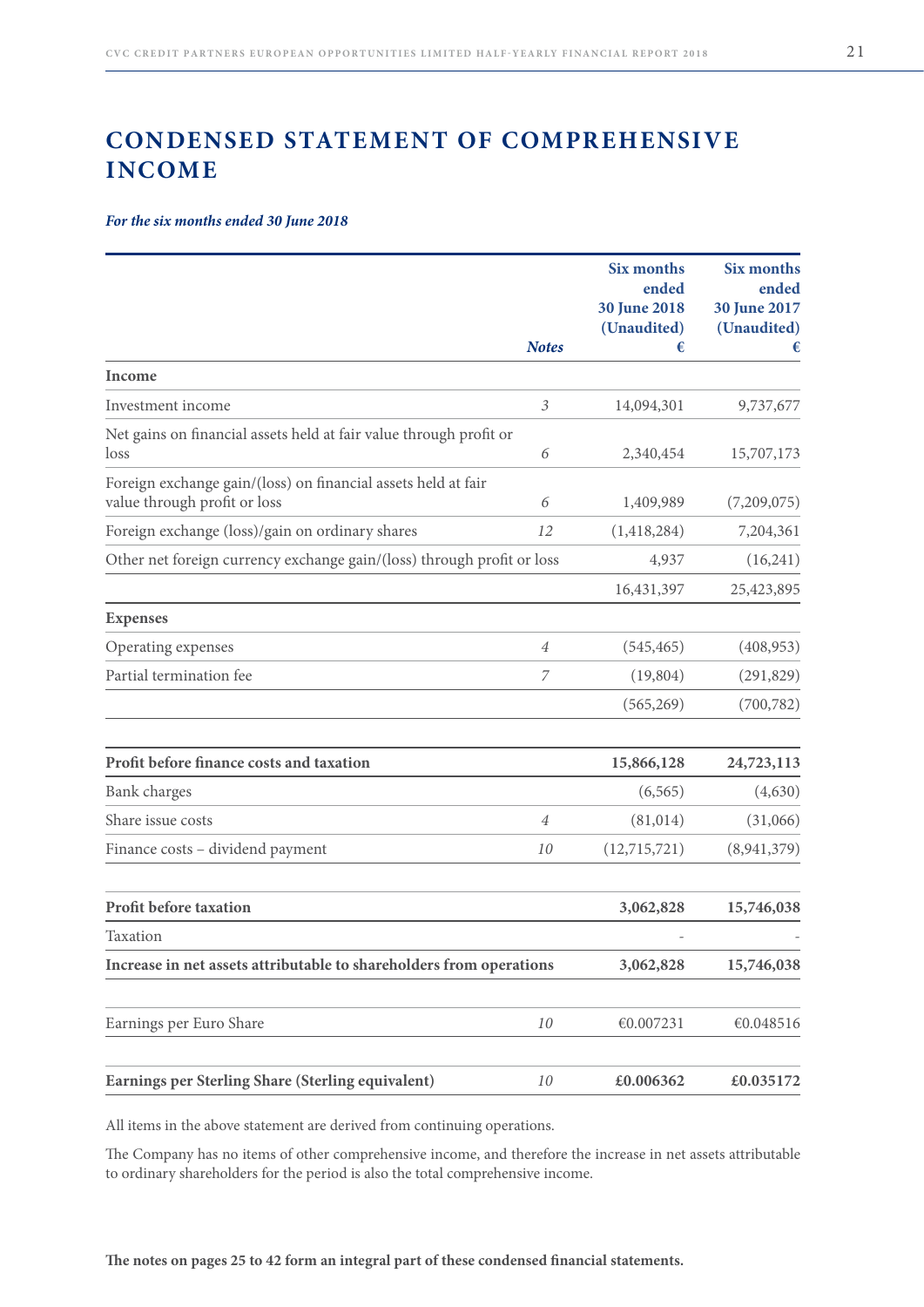# CONDENSED STATEMENT OF COMPREHENSIVE INCOME

***For the six months ended 30 June 2018***

| | Notes | Six months ended 30 June 2018 (Unaudited) € | Six months ended 30 June 2017 (Unaudited) € |
|---|---|---|---|
| **Income** | | | |
| Investment income | 3 | 14,094,301 | 9,737,677 |
| Net gains on financial assets held at fair value through profit or loss | 6 | 2,340,454 | 15,707,173 |
| Foreign exchange gain/(loss) on financial assets held at fair value through profit or loss | 6 | 1,409,989 | (7,209,075) |
| Foreign exchange (loss)/gain on ordinary shares | 12 | (1,418,284) | 7,204,361 |
| Other net foreign currency exchange gain/(loss) through profit or loss | | 4,937 | (16,241) |
| | | 16,431,397 | 25,423,895 |
| **Expenses** | | | |
| Operating expenses | 4 | (545,465) | (408,953) |
| Partial termination fee | 7 | (19,804) | (291,829) |
| | | (565,269) | (700,782) |
| **Profit before finance costs and taxation** | | **15,866,128** | **24,723,113** |
| Bank charges | | (6,565) | (4,630) |
| Share issue costs | 4 | (81,014) | (31,066) |
| Finance costs – dividend payment | 10 | (12,715,721) | (8,941,379) |
| **Profit before taxation** | | **3,062,828** | **15,746,038** |
| Taxation | | - | - |
| **Increase in net assets attributable to shareholders from operations** | | **3,062,828** | **15,746,038** |
| Earnings per Euro Share | 10 | €0.007231 | €0.048516 |
| **Earnings per Sterling Share (Sterling equivalent)** | 10 | **£0.006362** | **£0.035172** |

All items in the above statement are derived from continuing operations.

The Company has no items of other comprehensive income, and therefore the increase in net assets attributable to ordinary shareholders for the period is also the total comprehensive income.

**The notes on pages 25 to 42 form an integral part of these condensed financial statements.**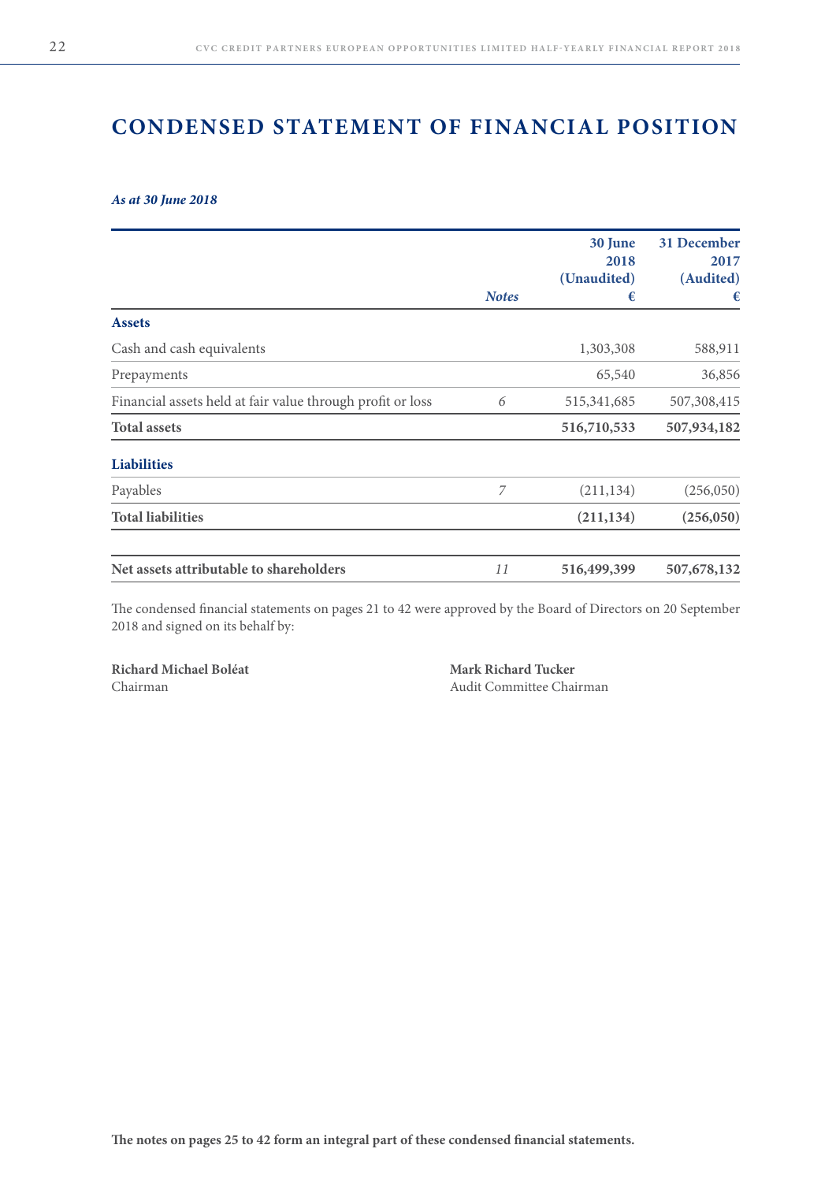# CONDENSED STATEMENT OF FINANCIAL POSITION

***As at 30 June 2018***

| | Notes | 30 June 2018 (Unaudited) € | 31 December 2017 (Audited) € |
|---|---|---|---|
| **Assets** | | | |
| Cash and cash equivalents | | 1,303,308 | 588,911 |
| Prepayments | | 65,540 | 36,856 |
| Financial assets held at fair value through profit or loss | 6 | 515,341,685 | 507,308,415 |
| **Total assets** | | **516,710,533** | **507,934,182** |
| **Liabilities** | | | |
| Payables | 7 | (211,134) | (256,050) |
| **Total liabilities** | | **(211,134)** | **(256,050)** |
| **Net assets attributable to shareholders** | 11 | **516,499,399** | **507,678,132** |

The condensed financial statements on pages 21 to 42 were approved by the Board of Directors on 20 September 2018 and signed on its behalf by:

**Richard Michael Boléat**
Chairman

**Mark Richard Tucker**
Audit Committee Chairman

**The notes on pages 25 to 42 form an integral part of these condensed financial statements.**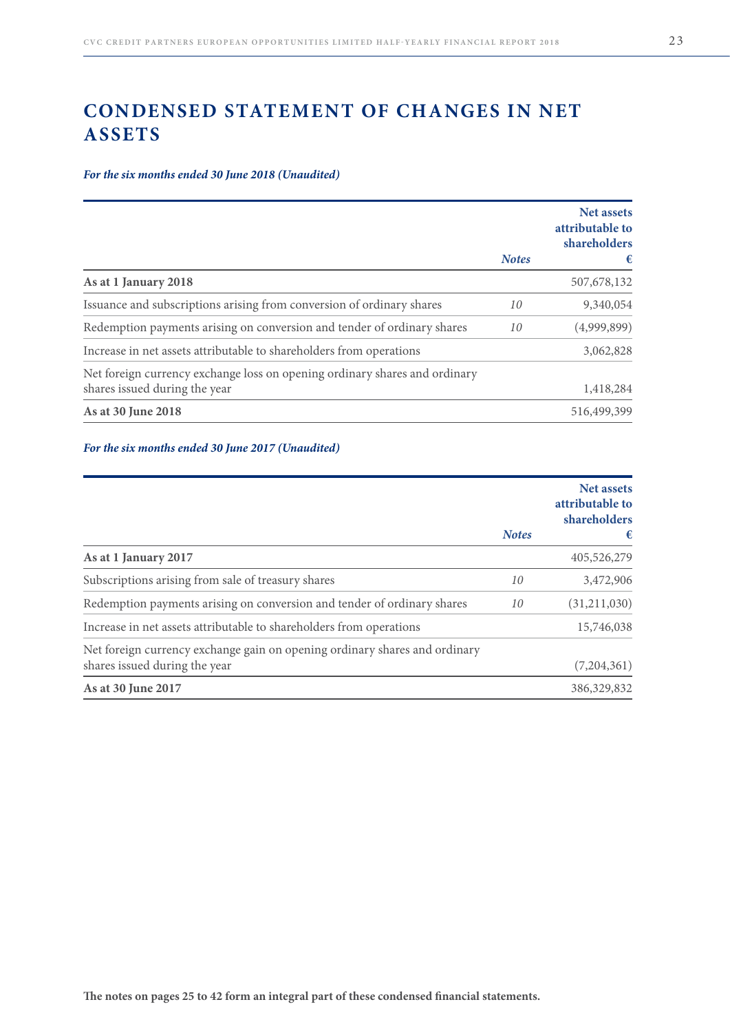# CONDENSED STATEMENT OF CHANGES IN NET ASSETS

***For the six months ended 30 June 2018 (Unaudited)***

| | *Notes* | Net assets attributable to shareholders € |
|---|---|---|
| **As at 1 January 2018** | | 507,678,132 |
| Issuance and subscriptions arising from conversion of ordinary shares | 10 | 9,340,054 |
| Redemption payments arising on conversion and tender of ordinary shares | 10 | (4,999,899) |
| Increase in net assets attributable to shareholders from operations | | 3,062,828 |
| Net foreign currency exchange loss on opening ordinary shares and ordinary shares issued during the year | | 1,418,284 |
| **As at 30 June 2018** | | 516,499,399 |

***For the six months ended 30 June 2017 (Unaudited)***

| | *Notes* | Net assets attributable to shareholders € |
|---|---|---|
| **As at 1 January 2017** | | 405,526,279 |
| Subscriptions arising from sale of treasury shares | 10 | 3,472,906 |
| Redemption payments arising on conversion and tender of ordinary shares | 10 | (31,211,030) |
| Increase in net assets attributable to shareholders from operations | | 15,746,038 |
| Net foreign currency exchange gain on opening ordinary shares and ordinary shares issued during the year | | (7,204,361) |
| **As at 30 June 2017** | | 386,329,832 |

**The notes on pages 25 to 42 form an integral part of these condensed financial statements.**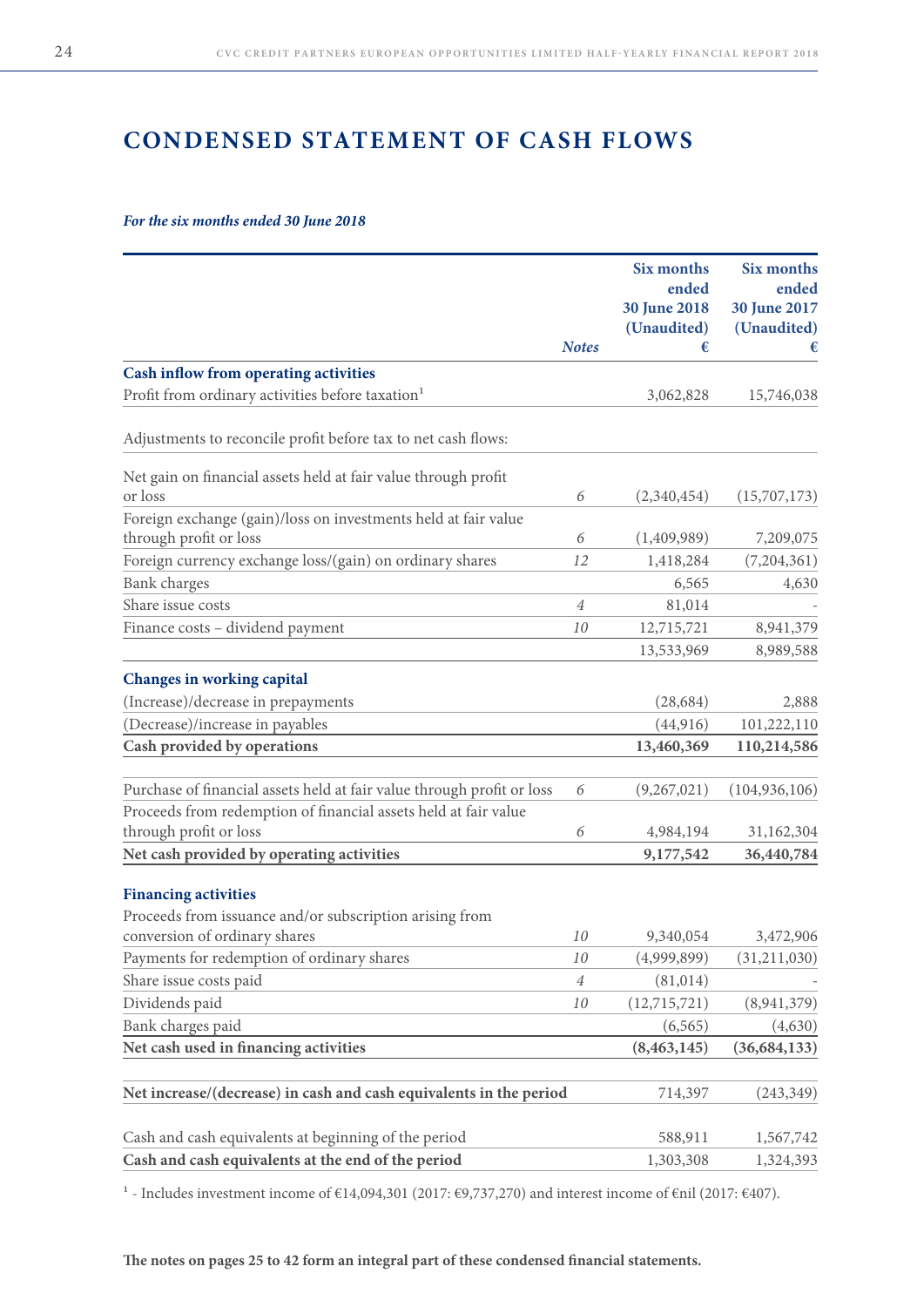# CONDENSED STATEMENT OF CASH FLOWS

***For the six months ended 30 June 2018***

| | Notes | Six months ended 30 June 2018 (Unaudited) € | Six months ended 30 June 2017 (Unaudited) € |
|---|---|---|---|
| **Cash inflow from operating activities** | | | |
| Profit from ordinary activities before taxation[1] | | 3,062,828 | 15,746,038 |
| Adjustments to reconcile profit before tax to net cash flows: | | | |
| Net gain on financial assets held at fair value through profit or loss | 6 | (2,340,454) | (15,707,173) |
| Foreign exchange (gain)/loss on investments held at fair value through profit or loss | 6 | (1,409,989) | 7,209,075 |
| Foreign currency exchange loss/(gain) on ordinary shares | 12 | 1,418,284 | (7,204,361) |
| Bank charges | | 6,565 | 4,630 |
| Share issue costs | 4 | 81,014 | - |
| Finance costs – dividend payment | 10 | 12,715,721 | 8,941,379 |
| | | 13,533,969 | 8,989,588 |
| **Changes in working capital** | | | |
| (Increase)/decrease in prepayments | | (28,684) | 2,888 |
| (Decrease)/increase in payables | | (44,916) | 101,222,110 |
| **Cash provided by operations** | | **13,460,369** | **110,214,586** |
| Purchase of financial assets held at fair value through profit or loss | 6 | (9,267,021) | (104,936,106) |
| Proceeds from redemption of financial assets held at fair value through profit or loss | 6 | 4,984,194 | 31,162,304 |
| **Net cash provided by operating activities** | | **9,177,542** | **36,440,784** |
| **Financing activities** | | | |
| Proceeds from issuance and/or subscription arising from conversion of ordinary shares | 10 | 9,340,054 | 3,472,906 |
| Payments for redemption of ordinary shares | 10 | (4,999,899) | (31,211,030) |
| Share issue costs paid | 4 | (81,014) | - |
| Dividends paid | 10 | (12,715,721) | (8,941,379) |
| Bank charges paid | | (6,565) | (4,630) |
| **Net cash used in financing activities** | | **(8,463,145)** | **(36,684,133)** |
| **Net increase/(decrease) in cash and cash equivalents in the period** | | 714,397 | (243,349) |
| Cash and cash equivalents at beginning of the period | | 588,911 | 1,567,742 |
| **Cash and cash equivalents at the end of the period** | | 1,303,308 | 1,324,393 |

[1] - Includes investment income of €14,094,301 (2017: €9,737,270) and interest income of €nil (2017: €407).

**The notes on pages 25 to 42 form an integral part of these condensed financial statements.**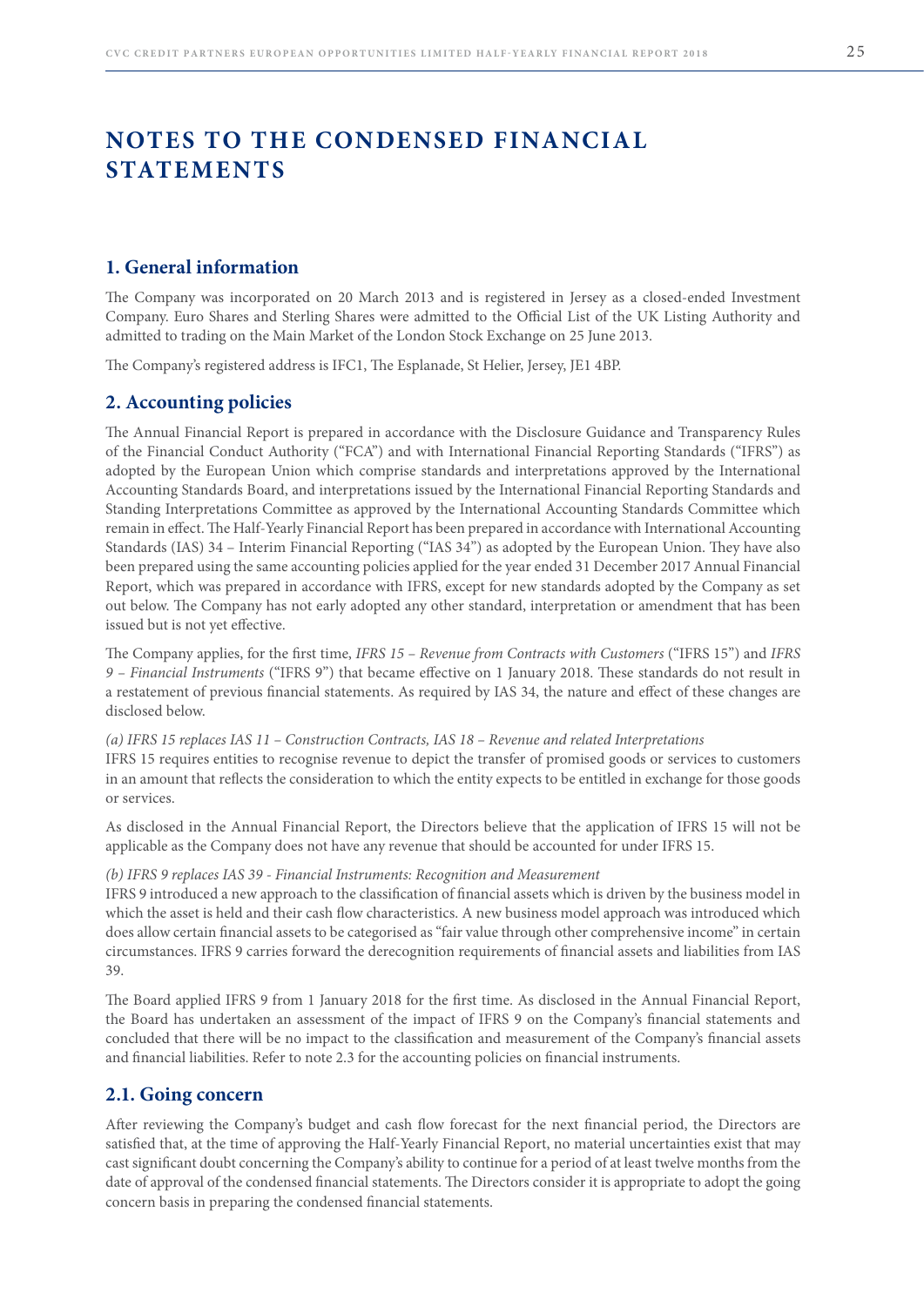# NOTES TO THE CONDENSED FINANCIAL STATEMENTS

## 1. General information

The Company was incorporated on 20 March 2013 and is registered in Jersey as a closed-ended Investment Company. Euro Shares and Sterling Shares were admitted to the Official List of the UK Listing Authority and admitted to trading on the Main Market of the London Stock Exchange on 25 June 2013.

The Company's registered address is IFC1, The Esplanade, St Helier, Jersey, JE1 4BP.

## 2. Accounting policies

The Annual Financial Report is prepared in accordance with the Disclosure Guidance and Transparency Rules of the Financial Conduct Authority ("FCA") and with International Financial Reporting Standards ("IFRS") as adopted by the European Union which comprise standards and interpretations approved by the International Accounting Standards Board, and interpretations issued by the International Financial Reporting Standards and Standing Interpretations Committee as approved by the International Accounting Standards Committee which remain in effect. The Half-Yearly Financial Report has been prepared in accordance with International Accounting Standards (IAS) 34 – Interim Financial Reporting ("IAS 34") as adopted by the European Union. They have also been prepared using the same accounting policies applied for the year ended 31 December 2017 Annual Financial Report, which was prepared in accordance with IFRS, except for new standards adopted by the Company as set out below. The Company has not early adopted any other standard, interpretation or amendment that has been issued but is not yet effective.

The Company applies, for the first time, *IFRS 15 – Revenue from Contracts with Customers* ("IFRS 15") and *IFRS 9 – Financial Instruments* ("IFRS 9") that became effective on 1 January 2018. These standards do not result in a restatement of previous financial statements. As required by IAS 34, the nature and effect of these changes are disclosed below.

*(a) IFRS 15 replaces IAS 11 – Construction Contracts, IAS 18 – Revenue and related Interpretations*

IFRS 15 requires entities to recognise revenue to depict the transfer of promised goods or services to customers in an amount that reflects the consideration to which the entity expects to be entitled in exchange for those goods or services.

As disclosed in the Annual Financial Report, the Directors believe that the application of IFRS 15 will not be applicable as the Company does not have any revenue that should be accounted for under IFRS 15.

*(b) IFRS 9 replaces IAS 39 - Financial Instruments: Recognition and Measurement*

IFRS 9 introduced a new approach to the classification of financial assets which is driven by the business model in which the asset is held and their cash flow characteristics. A new business model approach was introduced which does allow certain financial assets to be categorised as "fair value through other comprehensive income" in certain circumstances. IFRS 9 carries forward the derecognition requirements of financial assets and liabilities from IAS 39.

The Board applied IFRS 9 from 1 January 2018 for the first time. As disclosed in the Annual Financial Report, the Board has undertaken an assessment of the impact of IFRS 9 on the Company's financial statements and concluded that there will be no impact to the classification and measurement of the Company's financial assets and financial liabilities. Refer to note 2.3 for the accounting policies on financial instruments.

## 2.1. Going concern

After reviewing the Company's budget and cash flow forecast for the next financial period, the Directors are satisfied that, at the time of approving the Half-Yearly Financial Report, no material uncertainties exist that may cast significant doubt concerning the Company's ability to continue for a period of at least twelve months from the date of approval of the condensed financial statements. The Directors consider it is appropriate to adopt the going concern basis in preparing the condensed financial statements.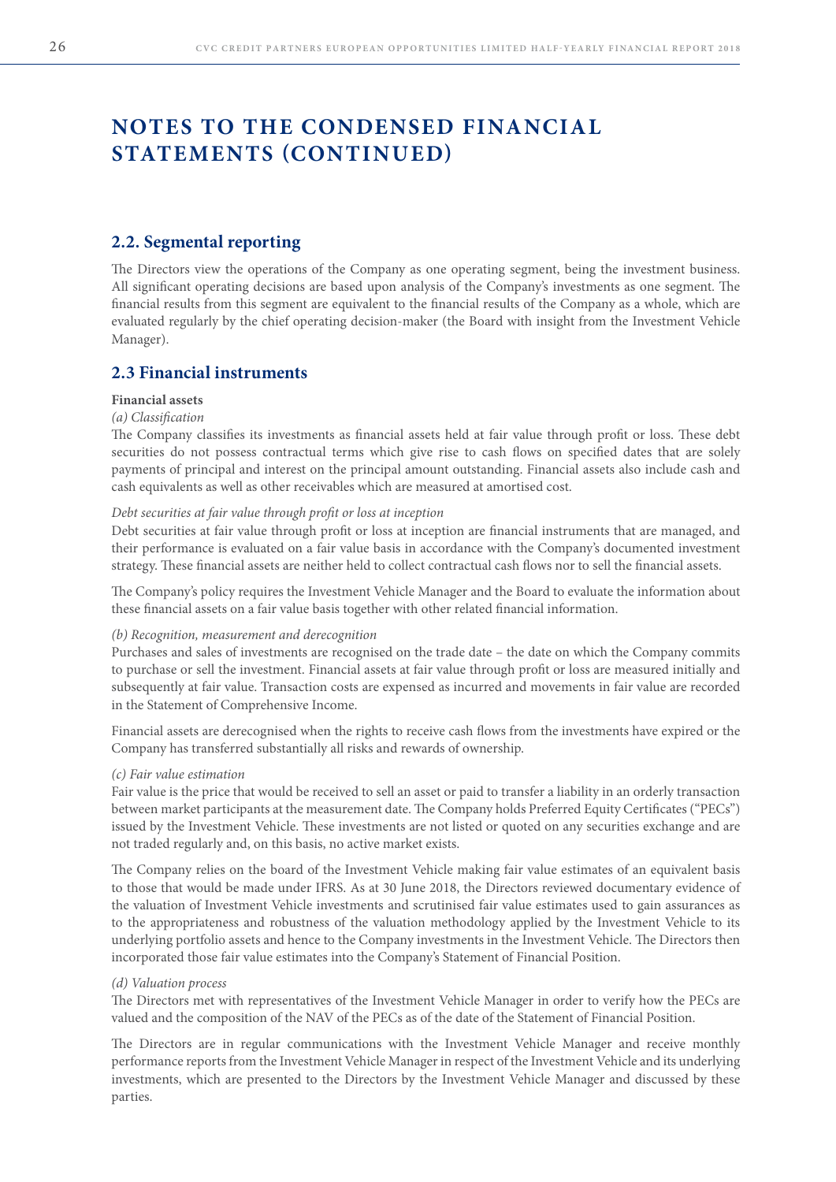# NOTES TO THE CONDENSED FINANCIAL STATEMENTS (CONTINUED)

## 2.2. Segmental reporting

The Directors view the operations of the Company as one operating segment, being the investment business. All significant operating decisions are based upon analysis of the Company's investments as one segment. The financial results from this segment are equivalent to the financial results of the Company as a whole, which are evaluated regularly by the chief operating decision-maker (the Board with insight from the Investment Vehicle Manager).

## 2.3 Financial instruments

**Financial assets**

*(a) Classification*

The Company classifies its investments as financial assets held at fair value through profit or loss. These debt securities do not possess contractual terms which give rise to cash flows on specified dates that are solely payments of principal and interest on the principal amount outstanding. Financial assets also include cash and cash equivalents as well as other receivables which are measured at amortised cost.

*Debt securities at fair value through profit or loss at inception*

Debt securities at fair value through profit or loss at inception are financial instruments that are managed, and their performance is evaluated on a fair value basis in accordance with the Company's documented investment strategy. These financial assets are neither held to collect contractual cash flows nor to sell the financial assets.

The Company's policy requires the Investment Vehicle Manager and the Board to evaluate the information about these financial assets on a fair value basis together with other related financial information.

*(b) Recognition, measurement and derecognition*

Purchases and sales of investments are recognised on the trade date – the date on which the Company commits to purchase or sell the investment. Financial assets at fair value through profit or loss are measured initially and subsequently at fair value. Transaction costs are expensed as incurred and movements in fair value are recorded in the Statement of Comprehensive Income.

Financial assets are derecognised when the rights to receive cash flows from the investments have expired or the Company has transferred substantially all risks and rewards of ownership.

*(c) Fair value estimation*

Fair value is the price that would be received to sell an asset or paid to transfer a liability in an orderly transaction between market participants at the measurement date. The Company holds Preferred Equity Certificates ("PECs") issued by the Investment Vehicle. These investments are not listed or quoted on any securities exchange and are not traded regularly and, on this basis, no active market exists.

The Company relies on the board of the Investment Vehicle making fair value estimates of an equivalent basis to those that would be made under IFRS. As at 30 June 2018, the Directors reviewed documentary evidence of the valuation of Investment Vehicle investments and scrutinised fair value estimates used to gain assurances as to the appropriateness and robustness of the valuation methodology applied by the Investment Vehicle to its underlying portfolio assets and hence to the Company investments in the Investment Vehicle. The Directors then incorporated those fair value estimates into the Company's Statement of Financial Position.

*(d) Valuation process*

The Directors met with representatives of the Investment Vehicle Manager in order to verify how the PECs are valued and the composition of the NAV of the PECs as of the date of the Statement of Financial Position.

The Directors are in regular communications with the Investment Vehicle Manager and receive monthly performance reports from the Investment Vehicle Manager in respect of the Investment Vehicle and its underlying investments, which are presented to the Directors by the Investment Vehicle Manager and discussed by these parties.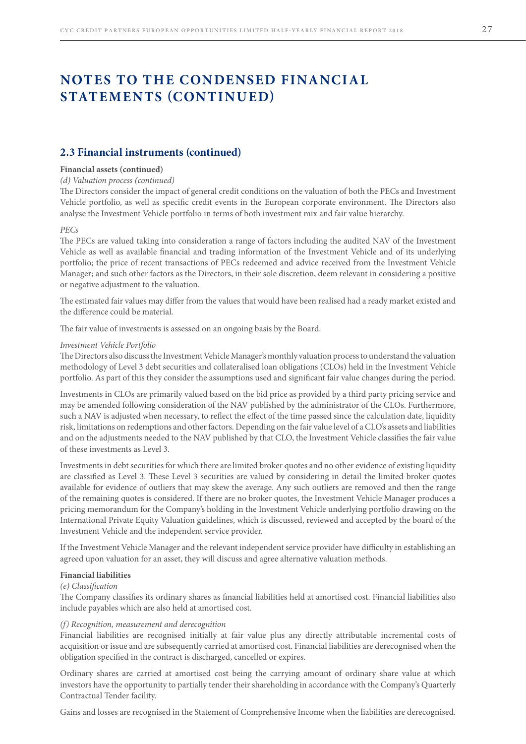# NOTES TO THE CONDENSED FINANCIAL STATEMENTS (CONTINUED)

## 2.3 Financial instruments (continued)

**Financial assets (continued)**

*(d) Valuation process (continued)*

The Directors consider the impact of general credit conditions on the valuation of both the PECs and Investment Vehicle portfolio, as well as specific credit events in the European corporate environment. The Directors also analyse the Investment Vehicle portfolio in terms of both investment mix and fair value hierarchy.

*PECs*

The PECs are valued taking into consideration a range of factors including the audited NAV of the Investment Vehicle as well as available financial and trading information of the Investment Vehicle and of its underlying portfolio; the price of recent transactions of PECs redeemed and advice received from the Investment Vehicle Manager; and such other factors as the Directors, in their sole discretion, deem relevant in considering a positive or negative adjustment to the valuation.

The estimated fair values may differ from the values that would have been realised had a ready market existed and the difference could be material.

The fair value of investments is assessed on an ongoing basis by the Board.

*Investment Vehicle Portfolio*

The Directors also discuss the Investment Vehicle Manager's monthly valuation process to understand the valuation methodology of Level 3 debt securities and collateralised loan obligations (CLOs) held in the Investment Vehicle portfolio. As part of this they consider the assumptions used and significant fair value changes during the period.

Investments in CLOs are primarily valued based on the bid price as provided by a third party pricing service and may be amended following consideration of the NAV published by the administrator of the CLOs. Furthermore, such a NAV is adjusted when necessary, to reflect the effect of the time passed since the calculation date, liquidity risk, limitations on redemptions and other factors. Depending on the fair value level of a CLO's assets and liabilities and on the adjustments needed to the NAV published by that CLO, the Investment Vehicle classifies the fair value of these investments as Level 3.

Investments in debt securities for which there are limited broker quotes and no other evidence of existing liquidity are classified as Level 3. These Level 3 securities are valued by considering in detail the limited broker quotes available for evidence of outliers that may skew the average. Any such outliers are removed and then the range of the remaining quotes is considered. If there are no broker quotes, the Investment Vehicle Manager produces a pricing memorandum for the Company's holding in the Investment Vehicle underlying portfolio drawing on the International Private Equity Valuation guidelines, which is discussed, reviewed and accepted by the board of the Investment Vehicle and the independent service provider.

If the Investment Vehicle Manager and the relevant independent service provider have difficulty in establishing an agreed upon valuation for an asset, they will discuss and agree alternative valuation methods.

**Financial liabilities**

*(e) Classification*

The Company classifies its ordinary shares as financial liabilities held at amortised cost. Financial liabilities also include payables which are also held at amortised cost.

*(f) Recognition, measurement and derecognition*

Financial liabilities are recognised initially at fair value plus any directly attributable incremental costs of acquisition or issue and are subsequently carried at amortised cost. Financial liabilities are derecognised when the obligation specified in the contract is discharged, cancelled or expires.

Ordinary shares are carried at amortised cost being the carrying amount of ordinary share value at which investors have the opportunity to partially tender their shareholding in accordance with the Company's Quarterly Contractual Tender facility.

Gains and losses are recognised in the Statement of Comprehensive Income when the liabilities are derecognised.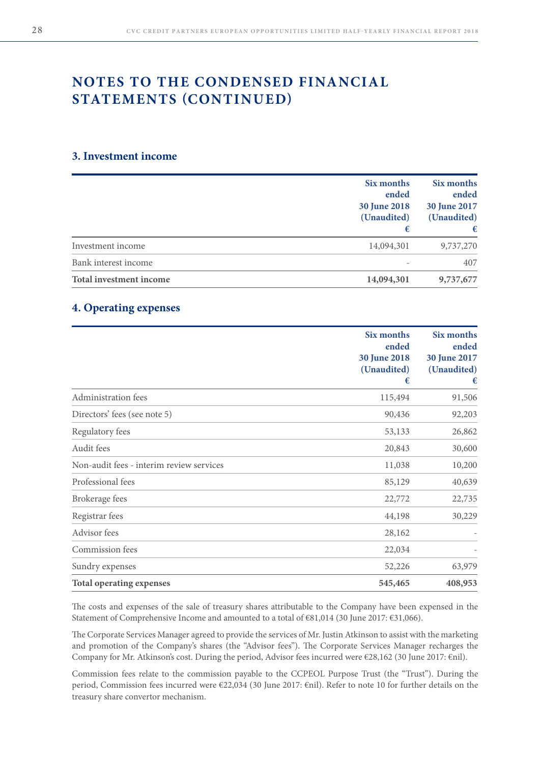# NOTES TO THE CONDENSED FINANCIAL STATEMENTS (CONTINUED)

## 3. Investment income

| | Six months ended 30 June 2018 (Unaudited) € | Six months ended 30 June 2017 (Unaudited) € |
|---|---|---|
| Investment income | 14,094,301 | 9,737,270 |
| Bank interest income | - | 407 |
| **Total investment income** | **14,094,301** | **9,737,677** |

## 4. Operating expenses

| | Six months ended 30 June 2018 (Unaudited) € | Six months ended 30 June 2017 (Unaudited) € |
|---|---|---|
| Administration fees | 115,494 | 91,506 |
| Directors' fees (see note 5) | 90,436 | 92,203 |
| Regulatory fees | 53,133 | 26,862 |
| Audit fees | 20,843 | 30,600 |
| Non-audit fees - interim review services | 11,038 | 10,200 |
| Professional fees | 85,129 | 40,639 |
| Brokerage fees | 22,772 | 22,735 |
| Registrar fees | 44,198 | 30,229 |
| Advisor fees | 28,162 | - |
| Commission fees | 22,034 | - |
| Sundry expenses | 52,226 | 63,979 |
| **Total operating expenses** | **545,465** | **408,953** |

The costs and expenses of the sale of treasury shares attributable to the Company have been expensed in the Statement of Comprehensive Income and amounted to a total of €81,014 (30 June 2017: €31,066).

The Corporate Services Manager agreed to provide the services of Mr. Justin Atkinson to assist with the marketing and promotion of the Company's shares (the "Advisor fees"). The Corporate Services Manager recharges the Company for Mr. Atkinson's cost. During the period, Advisor fees incurred were €28,162 (30 June 2017: €nil).

Commission fees relate to the commission payable to the CCPEOL Purpose Trust (the "Trust"). During the period, Commission fees incurred were €22,034 (30 June 2017: €nil). Refer to note 10 for further details on the treasury share convertor mechanism.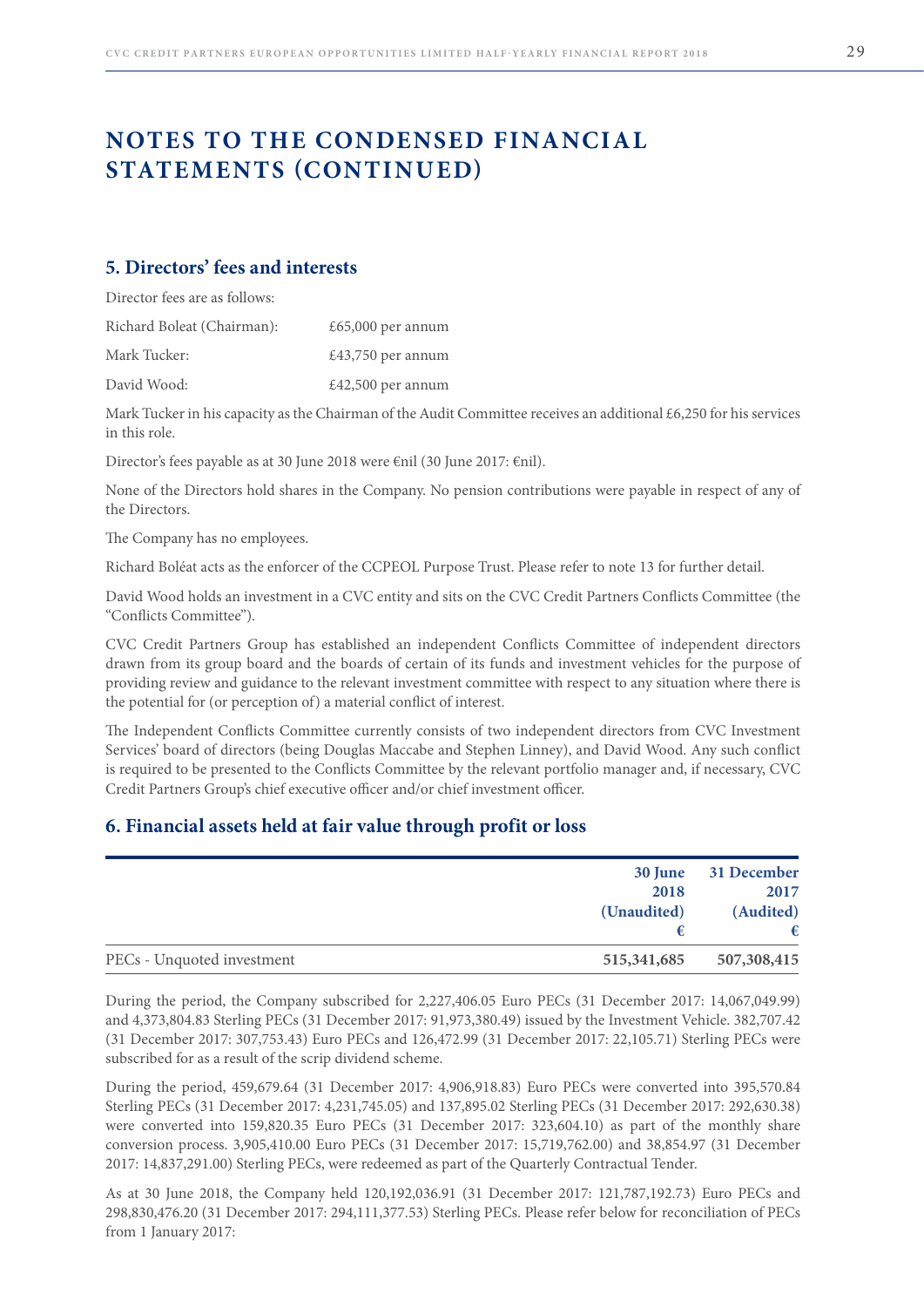# NOTES TO THE CONDENSED FINANCIAL STATEMENTS (CONTINUED)

## 5. Directors' fees and interests

Director fees are as follows:

Richard Boleat (Chairman): £65,000 per annum

Mark Tucker: £43,750 per annum

David Wood: £42,500 per annum

Mark Tucker in his capacity as the Chairman of the Audit Committee receives an additional £6,250 for his services in this role.

Director's fees payable as at 30 June 2018 were €nil (30 June 2017: €nil).

None of the Directors hold shares in the Company. No pension contributions were payable in respect of any of the Directors.

The Company has no employees.

Richard Boléat acts as the enforcer of the CCPEOL Purpose Trust. Please refer to note 13 for further detail.

David Wood holds an investment in a CVC entity and sits on the CVC Credit Partners Conflicts Committee (the "Conflicts Committee").

CVC Credit Partners Group has established an independent Conflicts Committee of independent directors drawn from its group board and the boards of certain of its funds and investment vehicles for the purpose of providing review and guidance to the relevant investment committee with respect to any situation where there is the potential for (or perception of) a material conflict of interest.

The Independent Conflicts Committee currently consists of two independent directors from CVC Investment Services' board of directors (being Douglas Maccabe and Stephen Linney), and David Wood. Any such conflict is required to be presented to the Conflicts Committee by the relevant portfolio manager and, if necessary, CVC Credit Partners Group's chief executive officer and/or chief investment officer.

## 6. Financial assets held at fair value through profit or loss

| | 30 June 2018 (Unaudited) € | 31 December 2017 (Audited) € |
|---|---|---|
| PECs - Unquoted investment | **515,341,685** | **507,308,415** |

During the period, the Company subscribed for 2,227,406.05 Euro PECs (31 December 2017: 14,067,049.99) and 4,373,804.83 Sterling PECs (31 December 2017: 91,973,380.49) issued by the Investment Vehicle. 382,707.42 (31 December 2017: 307,753.43) Euro PECs and 126,472.99 (31 December 2017: 22,105.71) Sterling PECs were subscribed for as a result of the scrip dividend scheme.

During the period, 459,679.64 (31 December 2017: 4,906,918.83) Euro PECs were converted into 395,570.84 Sterling PECs (31 December 2017: 4,231,745.05) and 137,895.02 Sterling PECs (31 December 2017: 292,630.38) were converted into 159,820.35 Euro PECs (31 December 2017: 323,604.10) as part of the monthly share conversion process. 3,905,410.00 Euro PECs (31 December 2017: 15,719,762.00) and 38,854.97 (31 December 2017: 14,837,291.00) Sterling PECs, were redeemed as part of the Quarterly Contractual Tender.

As at 30 June 2018, the Company held 120,192,036.91 (31 December 2017: 121,787,192.73) Euro PECs and 298,830,476.20 (31 December 2017: 294,111,377.53) Sterling PECs. Please refer below for reconciliation of PECs from 1 January 2017: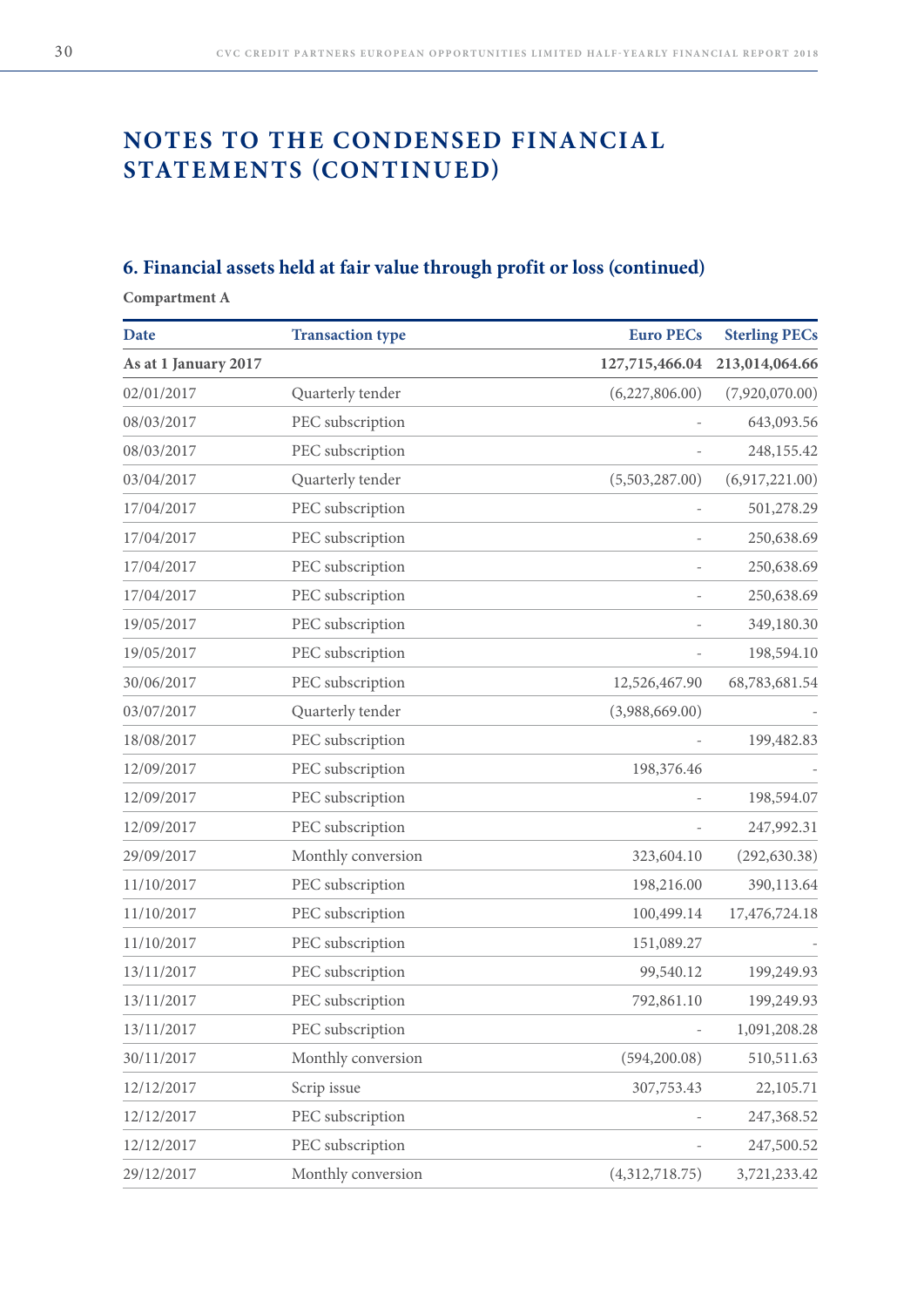# NOTES TO THE CONDENSED FINANCIAL STATEMENTS (CONTINUED)

## 6. Financial assets held at fair value through profit or loss (continued)

**Compartment A**

| Date | Transaction type | Euro PECs | Sterling PECs |
|---|---|---|---|
| **As at 1 January 2017** | | **127,715,466.04** | **213,014,064.66** |
| 02/01/2017 | Quarterly tender | (6,227,806.00) | (7,920,070.00) |
| 08/03/2017 | PEC subscription | - | 643,093.56 |
| 08/03/2017 | PEC subscription | - | 248,155.42 |
| 03/04/2017 | Quarterly tender | (5,503,287.00) | (6,917,221.00) |
| 17/04/2017 | PEC subscription | - | 501,278.29 |
| 17/04/2017 | PEC subscription | - | 250,638.69 |
| 17/04/2017 | PEC subscription | - | 250,638.69 |
| 17/04/2017 | PEC subscription | - | 250,638.69 |
| 19/05/2017 | PEC subscription | - | 349,180.30 |
| 19/05/2017 | PEC subscription | - | 198,594.10 |
| 30/06/2017 | PEC subscription | 12,526,467.90 | 68,783,681.54 |
| 03/07/2017 | Quarterly tender | (3,988,669.00) | - |
| 18/08/2017 | PEC subscription | - | 199,482.83 |
| 12/09/2017 | PEC subscription | 198,376.46 | - |
| 12/09/2017 | PEC subscription | - | 198,594.07 |
| 12/09/2017 | PEC subscription | - | 247,992.31 |
| 29/09/2017 | Monthly conversion | 323,604.10 | (292,630.38) |
| 11/10/2017 | PEC subscription | 198,216.00 | 390,113.64 |
| 11/10/2017 | PEC subscription | 100,499.14 | 17,476,724.18 |
| 11/10/2017 | PEC subscription | 151,089.27 | - |
| 13/11/2017 | PEC subscription | 99,540.12 | 199,249.93 |
| 13/11/2017 | PEC subscription | 792,861.10 | 199,249.93 |
| 13/11/2017 | PEC subscription | - | 1,091,208.28 |
| 30/11/2017 | Monthly conversion | (594,200.08) | 510,511.63 |
| 12/12/2017 | Scrip issue | 307,753.43 | 22,105.71 |
| 12/12/2017 | PEC subscription | - | 247,368.52 |
| 12/12/2017 | PEC subscription | - | 247,500.52 |
| 29/12/2017 | Monthly conversion | (4,312,718.75) | 3,721,233.42 |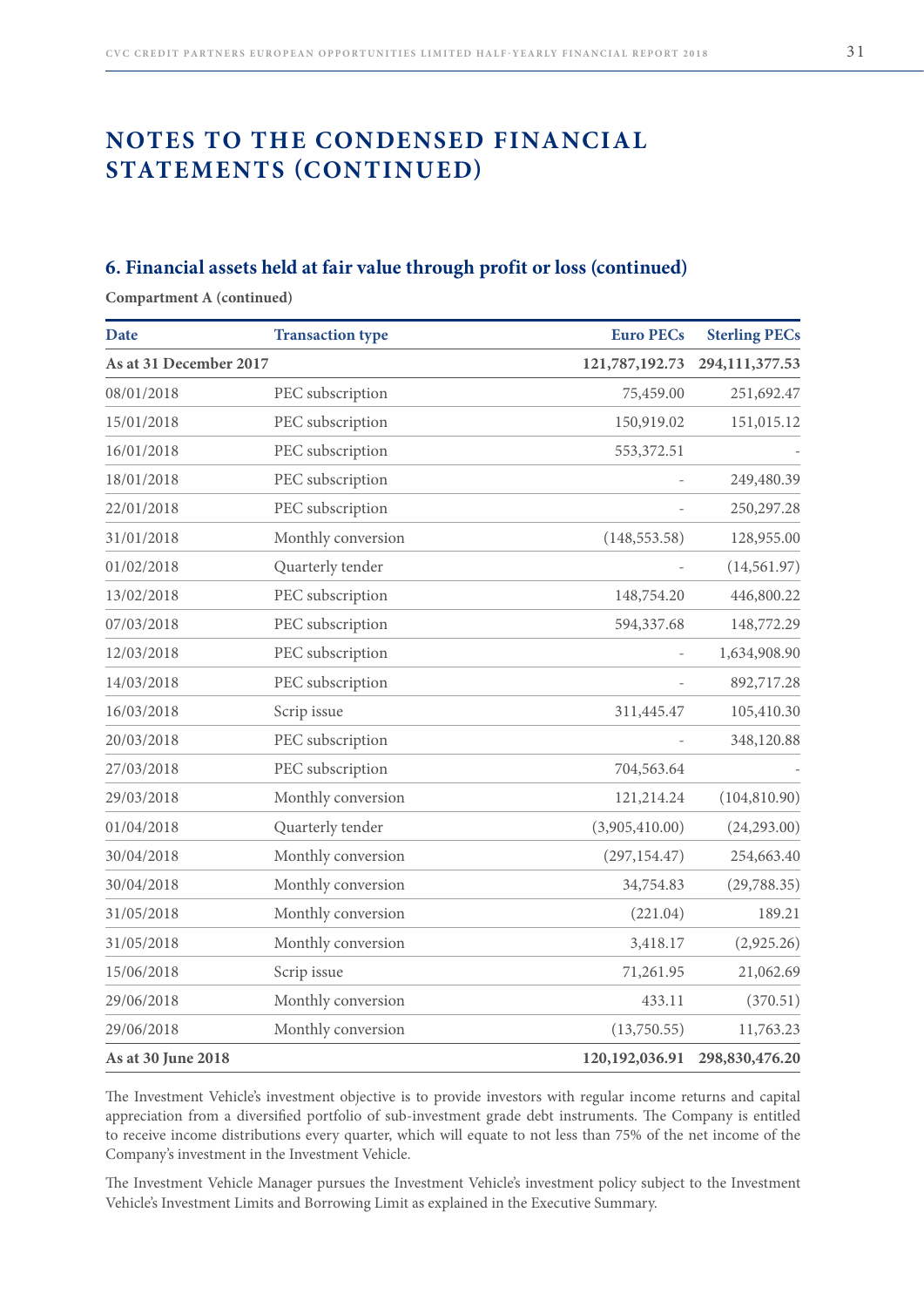# NOTES TO THE CONDENSED FINANCIAL STATEMENTS (CONTINUED)

## 6. Financial assets held at fair value through profit or loss (continued)

**Compartment A (continued)**

| Date | Transaction type | Euro PECs | Sterling PECs |
|---|---|---|---|
| **As at 31 December 2017** | | **121,787,192.73** | **294,111,377.53** |
| 08/01/2018 | PEC subscription | 75,459.00 | 251,692.47 |
| 15/01/2018 | PEC subscription | 150,919.02 | 151,015.12 |
| 16/01/2018 | PEC subscription | 553,372.51 | - |
| 18/01/2018 | PEC subscription | - | 249,480.39 |
| 22/01/2018 | PEC subscription | - | 250,297.28 |
| 31/01/2018 | Monthly conversion | (148,553.58) | 128,955.00 |
| 01/02/2018 | Quarterly tender | - | (14,561.97) |
| 13/02/2018 | PEC subscription | 148,754.20 | 446,800.22 |
| 07/03/2018 | PEC subscription | 594,337.68 | 148,772.29 |
| 12/03/2018 | PEC subscription | - | 1,634,908.90 |
| 14/03/2018 | PEC subscription | - | 892,717.28 |
| 16/03/2018 | Scrip issue | 311,445.47 | 105,410.30 |
| 20/03/2018 | PEC subscription | - | 348,120.88 |
| 27/03/2018 | PEC subscription | 704,563.64 | - |
| 29/03/2018 | Monthly conversion | 121,214.24 | (104,810.90) |
| 01/04/2018 | Quarterly tender | (3,905,410.00) | (24,293.00) |
| 30/04/2018 | Monthly conversion | (297,154.47) | 254,663.40 |
| 30/04/2018 | Monthly conversion | 34,754.83 | (29,788.35) |
| 31/05/2018 | Monthly conversion | (221.04) | 189.21 |
| 31/05/2018 | Monthly conversion | 3,418.17 | (2,925.26) |
| 15/06/2018 | Scrip issue | 71,261.95 | 21,062.69 |
| 29/06/2018 | Monthly conversion | 433.11 | (370.51) |
| 29/06/2018 | Monthly conversion | (13,750.55) | 11,763.23 |
| **As at 30 June 2018** | | **120,192,036.91** | **298,830,476.20** |

The Investment Vehicle's investment objective is to provide investors with regular income returns and capital appreciation from a diversified portfolio of sub-investment grade debt instruments. The Company is entitled to receive income distributions every quarter, which will equate to not less than 75% of the net income of the Company's investment in the Investment Vehicle.

The Investment Vehicle Manager pursues the Investment Vehicle's investment policy subject to the Investment Vehicle's Investment Limits and Borrowing Limit as explained in the Executive Summary.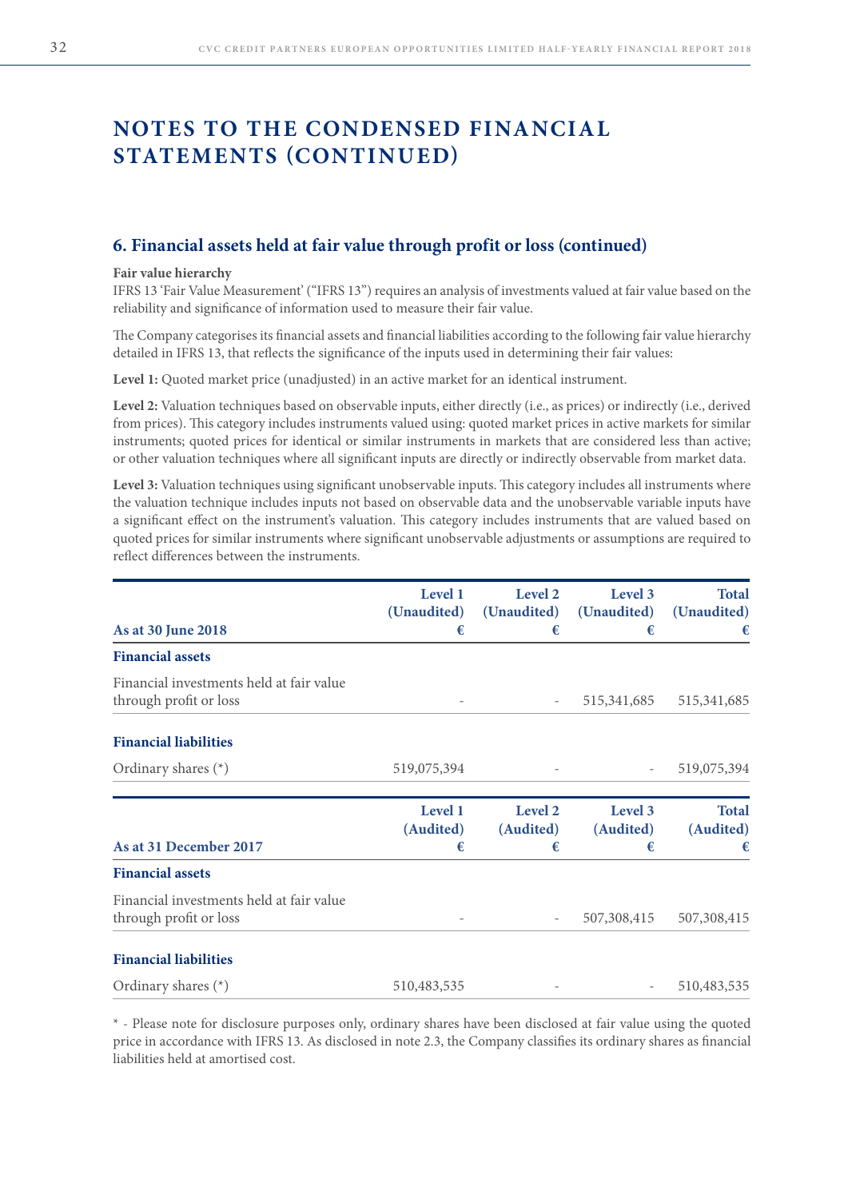# NOTES TO THE CONDENSED FINANCIAL STATEMENTS (CONTINUED)

## 6. Financial assets held at fair value through profit or loss (continued)

**Fair value hierarchy**

IFRS 13 'Fair Value Measurement' ("IFRS 13") requires an analysis of investments valued at fair value based on the reliability and significance of information used to measure their fair value.

The Company categorises its financial assets and financial liabilities according to the following fair value hierarchy detailed in IFRS 13, that reflects the significance of the inputs used in determining their fair values:

**Level 1:** Quoted market price (unadjusted) in an active market for an identical instrument.

**Level 2:** Valuation techniques based on observable inputs, either directly (i.e., as prices) or indirectly (i.e., derived from prices). This category includes instruments valued using: quoted market prices in active markets for similar instruments; quoted prices for identical or similar instruments in markets that are considered less than active; or other valuation techniques where all significant inputs are directly or indirectly observable from market data.

**Level 3:** Valuation techniques using significant unobservable inputs. This category includes all instruments where the valuation technique includes inputs not based on observable data and the unobservable variable inputs have a significant effect on the instrument's valuation. This category includes instruments that are valued based on quoted prices for similar instruments where significant unobservable adjustments or assumptions are required to reflect differences between the instruments.

| As at 30 June 2018 | Level 1 (Unaudited) € | Level 2 (Unaudited) € | Level 3 (Unaudited) € | Total (Unaudited) € |
|---|---|---|---|---|
| **Financial assets** | | | | |
| Financial investments held at fair value through profit or loss | - | - | 515,341,685 | 515,341,685 |
| **Financial liabilities** | | | | |
| Ordinary shares (*) | 519,075,394 | - | - | 519,075,394 |

| As at 31 December 2017 | Level 1 (Audited) € | Level 2 (Audited) € | Level 3 (Audited) € | Total (Audited) € |
|---|---|---|---|---|
| **Financial assets** | | | | |
| Financial investments held at fair value through profit or loss | - | - | 507,308,415 | 507,308,415 |
| **Financial liabilities** | | | | |
| Ordinary shares (*) | 510,483,535 | - | - | 510,483,535 |

\* - Please note for disclosure purposes only, ordinary shares have been disclosed at fair value using the quoted price in accordance with IFRS 13. As disclosed in note 2.3, the Company classifies its ordinary shares as financial liabilities held at amortised cost.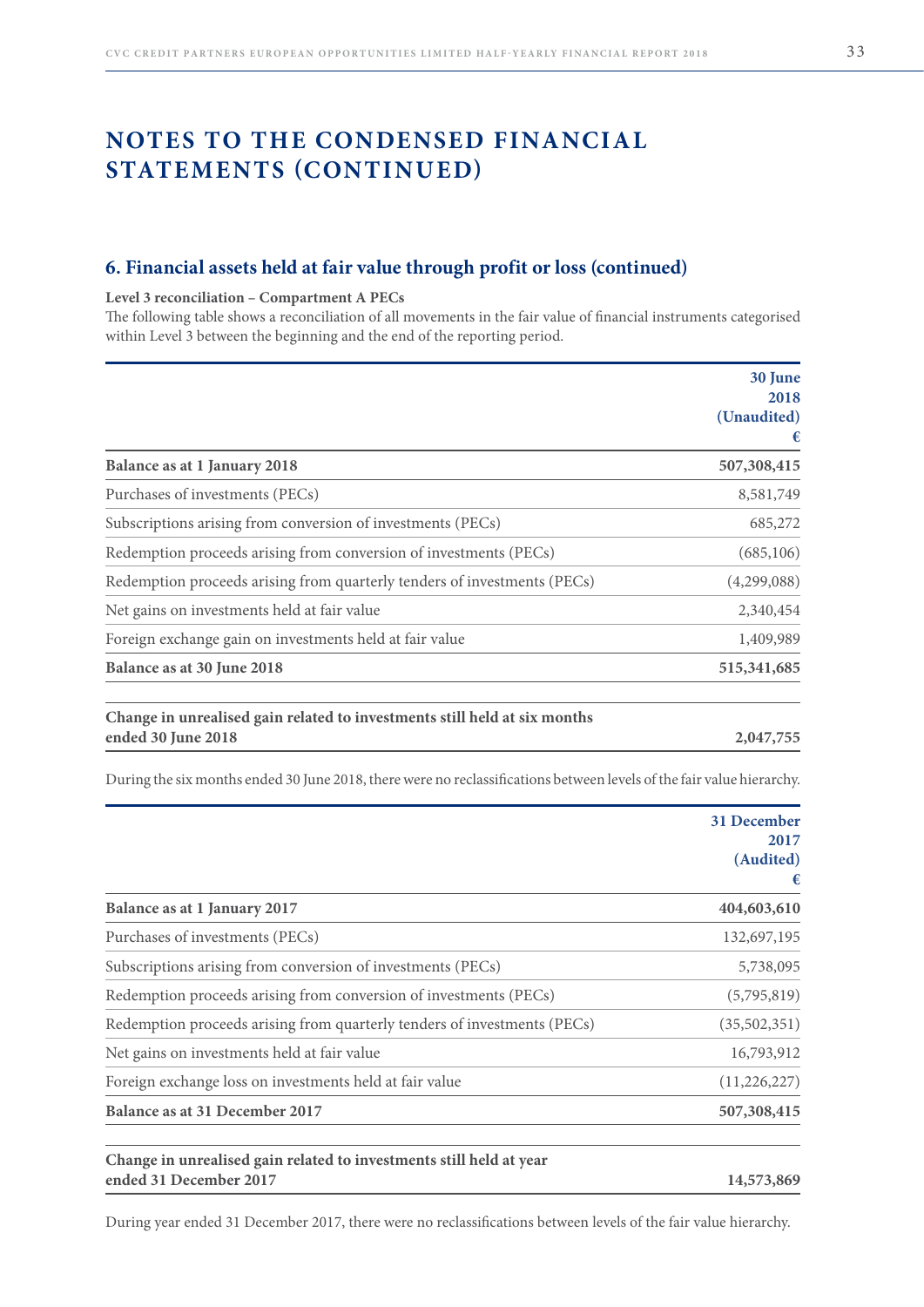# NOTES TO THE CONDENSED FINANCIAL STATEMENTS (CONTINUED)

## 6. Financial assets held at fair value through profit or loss (continued)

**Level 3 reconciliation – Compartment A PECs**

The following table shows a reconciliation of all movements in the fair value of financial instruments categorised within Level 3 between the beginning and the end of the reporting period.

| | 30 June 2018 (Unaudited) € |
|---|---|
| **Balance as at 1 January 2018** | **507,308,415** |
| Purchases of investments (PECs) | 8,581,749 |
| Subscriptions arising from conversion of investments (PECs) | 685,272 |
| Redemption proceeds arising from conversion of investments (PECs) | (685,106) |
| Redemption proceeds arising from quarterly tenders of investments (PECs) | (4,299,088) |
| Net gains on investments held at fair value | 2,340,454 |
| Foreign exchange gain on investments held at fair value | 1,409,989 |
| **Balance as at 30 June 2018** | **515,341,685** |
| | |
| **Change in unrealised gain related to investments still held at six months ended 30 June 2018** | **2,047,755** |

During the six months ended 30 June 2018, there were no reclassifications between levels of the fair value hierarchy.

| | 31 December 2017 (Audited) € |
|---|---|
| **Balance as at 1 January 2017** | **404,603,610** |
| Purchases of investments (PECs) | 132,697,195 |
| Subscriptions arising from conversion of investments (PECs) | 5,738,095 |
| Redemption proceeds arising from conversion of investments (PECs) | (5,795,819) |
| Redemption proceeds arising from quarterly tenders of investments (PECs) | (35,502,351) |
| Net gains on investments held at fair value | 16,793,912 |
| Foreign exchange loss on investments held at fair value | (11,226,227) |
| **Balance as at 31 December 2017** | **507,308,415** |
| | |
| **Change in unrealised gain related to investments still held at year ended 31 December 2017** | **14,573,869** |

During year ended 31 December 2017, there were no reclassifications between levels of the fair value hierarchy.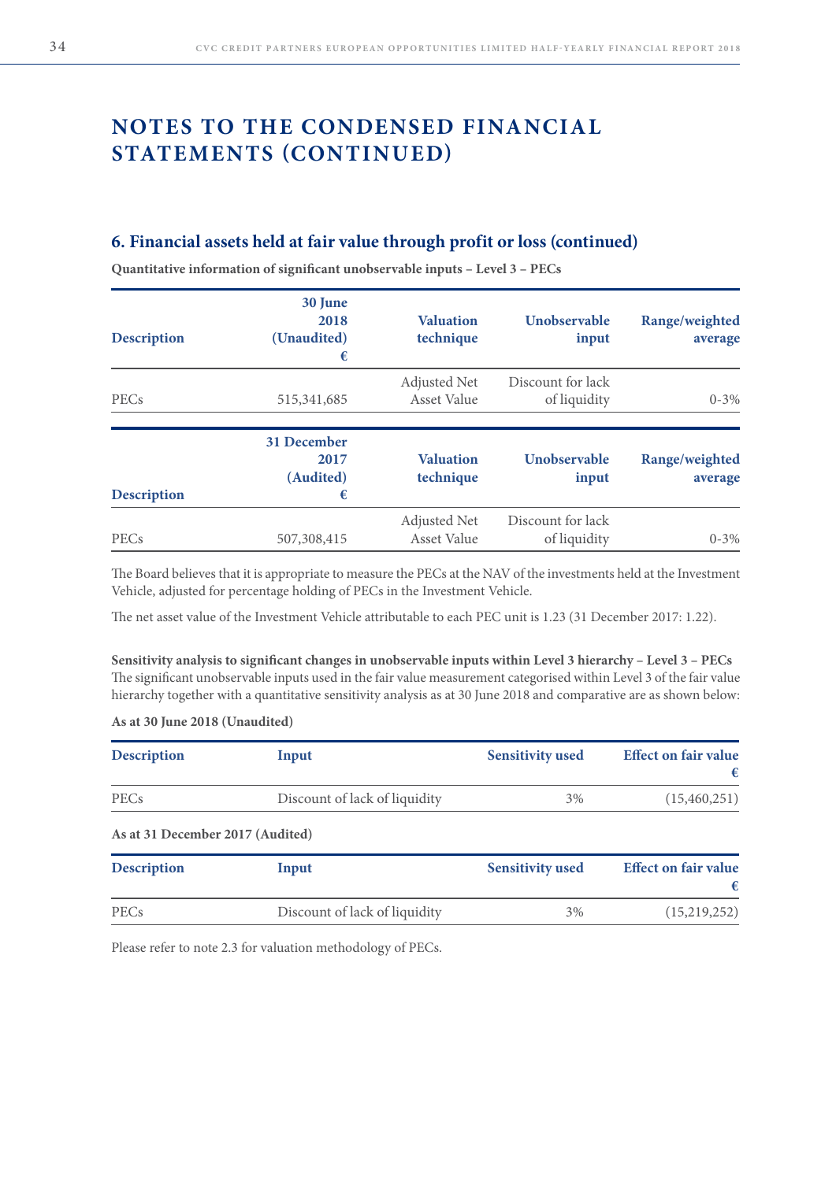# NOTES TO THE CONDENSED FINANCIAL STATEMENTS (CONTINUED)

## 6. Financial assets held at fair value through profit or loss (continued)

**Quantitative information of significant unobservable inputs – Level 3 – PECs**

| Description | 30 June 2018 (Unaudited) € | Valuation technique | Unobservable input | Range/weighted average |
|---|---|---|---|---|
| PECs | 515,341,685 | Adjusted Net Asset Value | Discount for lack of liquidity | 0-3% |

| Description | 31 December 2017 (Audited) € | Valuation technique | Unobservable input | Range/weighted average |
|---|---|---|---|---|
| PECs | 507,308,415 | Adjusted Net Asset Value | Discount for lack of liquidity | 0-3% |

The Board believes that it is appropriate to measure the PECs at the NAV of the investments held at the Investment Vehicle, adjusted for percentage holding of PECs in the Investment Vehicle.

The net asset value of the Investment Vehicle attributable to each PEC unit is 1.23 (31 December 2017: 1.22).

**Sensitivity analysis to significant changes in unobservable inputs within Level 3 hierarchy – Level 3 – PECs**
The significant unobservable inputs used in the fair value measurement categorised within Level 3 of the fair value hierarchy together with a quantitative sensitivity analysis as at 30 June 2018 and comparative are as shown below:

**As at 30 June 2018 (Unaudited)**

| Description | Input | Sensitivity used | Effect on fair value € |
|---|---|---|---|
| PECs | Discount of lack of liquidity | 3% | (15,460,251) |

**As at 31 December 2017 (Audited)**

| Description | Input | Sensitivity used | Effect on fair value € |
|---|---|---|---|
| PECs | Discount of lack of liquidity | 3% | (15,219,252) |

Please refer to note 2.3 for valuation methodology of PECs.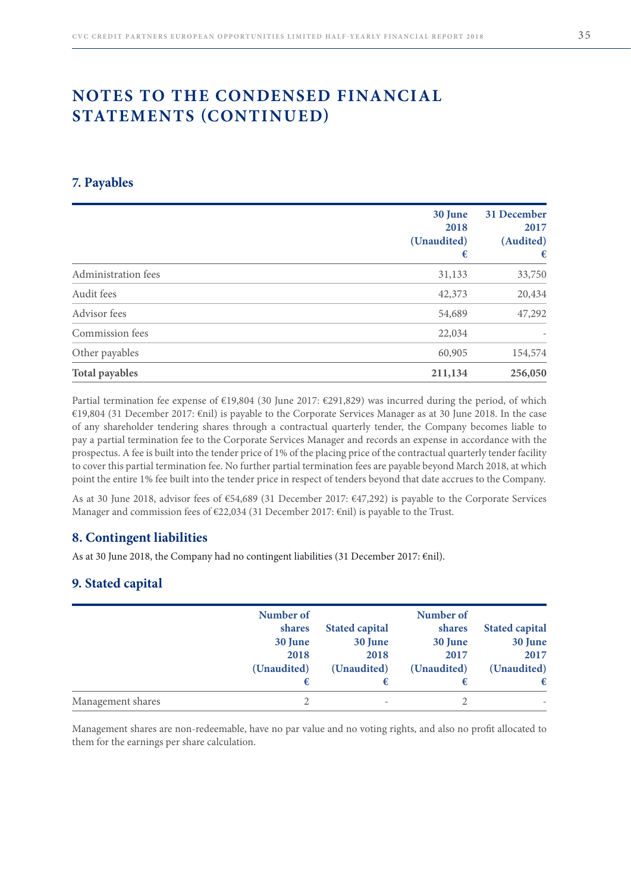# NOTES TO THE CONDENSED FINANCIAL STATEMENTS (CONTINUED)

## 7. Payables

| | 30 June 2018 (Unaudited) € | 31 December 2017 (Audited) € |
|---|---|---|
| Administration fees | 31,133 | 33,750 |
| Audit fees | 42,373 | 20,434 |
| Advisor fees | 54,689 | 47,292 |
| Commission fees | 22,034 | - |
| Other payables | 60,905 | 154,574 |
| **Total payables** | **211,134** | **256,050** |

Partial termination fee expense of €19,804 (30 June 2017: €291,829) was incurred during the period, of which €19,804 (31 December 2017: €nil) is payable to the Corporate Services Manager as at 30 June 2018. In the case of any shareholder tendering shares through a contractual quarterly tender, the Company becomes liable to pay a partial termination fee to the Corporate Services Manager and records an expense in accordance with the prospectus. A fee is built into the tender price of 1% of the placing price of the contractual quarterly tender facility to cover this partial termination fee. No further partial termination fees are payable beyond March 2018, at which point the entire 1% fee built into the tender price in respect of tenders beyond that date accrues to the Company.

As at 30 June 2018, advisor fees of €54,689 (31 December 2017: €47,292) is payable to the Corporate Services Manager and commission fees of €22,034 (31 December 2017: €nil) is payable to the Trust.

## 8. Contingent liabilities

As at 30 June 2018, the Company had no contingent liabilities (31 December 2017: €nil).

## 9. Stated capital

| | Number of shares 30 June 2018 (Unaudited) € | Stated capital 30 June 2018 (Unaudited) € | Number of shares 30 June 2017 (Unaudited) € | Stated capital 30 June 2017 (Unaudited) € |
|---|---|---|---|---|
| Management shares | 2 | - | 2 | - |

Management shares are non-redeemable, have no par value and no voting rights, and also no profit allocated to them for the earnings per share calculation.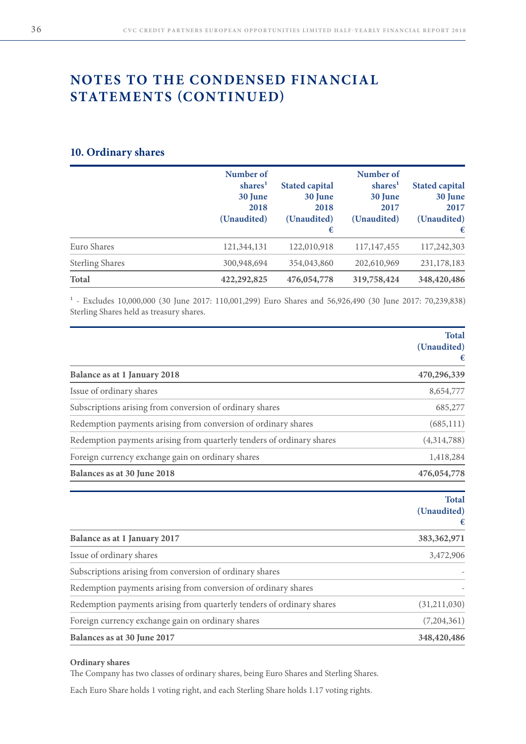# NOTES TO THE CONDENSED FINANCIAL STATEMENTS (CONTINUED)

## 10. Ordinary shares

| | Number of shares[1] 30 June 2018 (Unaudited) | Stated capital 30 June 2018 (Unaudited) € | Number of shares[1] 30 June 2017 (Unaudited) | Stated capital 30 June 2017 (Unaudited) € |
|---|---|---|---|---|
| Euro Shares | 121,344,131 | 122,010,918 | 117,147,455 | 117,242,303 |
| Sterling Shares | 300,948,694 | 354,043,860 | 202,610,969 | 231,178,183 |
| **Total** | **422,292,825** | **476,054,778** | **319,758,424** | **348,420,486** |

[1] - Excludes 10,000,000 (30 June 2017: 110,001,299) Euro Shares and 56,926,490 (30 June 2017: 70,239,838) Sterling Shares held as treasury shares.

| | Total (Unaudited) € |
|---|---|
| **Balance as at 1 January 2018** | **470,296,339** |
| Issue of ordinary shares | 8,654,777 |
| Subscriptions arising from conversion of ordinary shares | 685,277 |
| Redemption payments arising from conversion of ordinary shares | (685,111) |
| Redemption payments arising from quarterly tenders of ordinary shares | (4,314,788) |
| Foreign currency exchange gain on ordinary shares | 1,418,284 |
| **Balances as at 30 June 2018** | **476,054,778** |

| | Total (Unaudited) € |
|---|---|
| **Balance as at 1 January 2017** | **383,362,971** |
| Issue of ordinary shares | 3,472,906 |
| Subscriptions arising from conversion of ordinary shares | - |
| Redemption payments arising from conversion of ordinary shares | - |
| Redemption payments arising from quarterly tenders of ordinary shares | (31,211,030) |
| Foreign currency exchange gain on ordinary shares | (7,204,361) |
| **Balances as at 30 June 2017** | **348,420,486** |

**Ordinary shares**

The Company has two classes of ordinary shares, being Euro Shares and Sterling Shares.

Each Euro Share holds 1 voting right, and each Sterling Share holds 1.17 voting rights.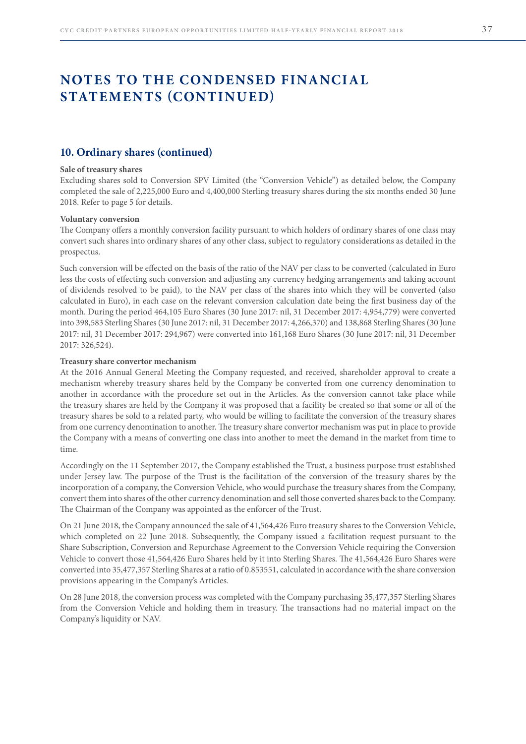# NOTES TO THE CONDENSED FINANCIAL STATEMENTS (CONTINUED)

## 10. Ordinary shares (continued)

**Sale of treasury shares**

Excluding shares sold to Conversion SPV Limited (the "Conversion Vehicle") as detailed below, the Company completed the sale of 2,225,000 Euro and 4,400,000 Sterling treasury shares during the six months ended 30 June 2018. Refer to page 5 for details.

**Voluntary conversion**

The Company offers a monthly conversion facility pursuant to which holders of ordinary shares of one class may convert such shares into ordinary shares of any other class, subject to regulatory considerations as detailed in the prospectus.

Such conversion will be effected on the basis of the ratio of the NAV per class to be converted (calculated in Euro less the costs of effecting such conversion and adjusting any currency hedging arrangements and taking account of dividends resolved to be paid), to the NAV per class of the shares into which they will be converted (also calculated in Euro), in each case on the relevant conversion calculation date being the first business day of the month. During the period 464,105 Euro Shares (30 June 2017: nil, 31 December 2017: 4,954,779) were converted into 398,583 Sterling Shares (30 June 2017: nil, 31 December 2017: 4,266,370) and 138,868 Sterling Shares (30 June 2017: nil, 31 December 2017: 294,967) were converted into 161,168 Euro Shares (30 June 2017: nil, 31 December 2017: 326,524).

**Treasury share convertor mechanism**

At the 2016 Annual General Meeting the Company requested, and received, shareholder approval to create a mechanism whereby treasury shares held by the Company be converted from one currency denomination to another in accordance with the procedure set out in the Articles. As the conversion cannot take place while the treasury shares are held by the Company it was proposed that a facility be created so that some or all of the treasury shares be sold to a related party, who would be willing to facilitate the conversion of the treasury shares from one currency denomination to another. The treasury share convertor mechanism was put in place to provide the Company with a means of converting one class into another to meet the demand in the market from time to time.

Accordingly on the 11 September 2017, the Company established the Trust, a business purpose trust established under Jersey law. The purpose of the Trust is the facilitation of the conversion of the treasury shares by the incorporation of a company, the Conversion Vehicle, who would purchase the treasury shares from the Company, convert them into shares of the other currency denomination and sell those converted shares back to the Company. The Chairman of the Company was appointed as the enforcer of the Trust.

On 21 June 2018, the Company announced the sale of 41,564,426 Euro treasury shares to the Conversion Vehicle, which completed on 22 June 2018. Subsequently, the Company issued a facilitation request pursuant to the Share Subscription, Conversion and Repurchase Agreement to the Conversion Vehicle requiring the Conversion Vehicle to convert those 41,564,426 Euro Shares held by it into Sterling Shares. The 41,564,426 Euro Shares were converted into 35,477,357 Sterling Shares at a ratio of 0.853551, calculated in accordance with the share conversion provisions appearing in the Company's Articles.

On 28 June 2018, the conversion process was completed with the Company purchasing 35,477,357 Sterling Shares from the Conversion Vehicle and holding them in treasury. The transactions had no material impact on the Company's liquidity or NAV.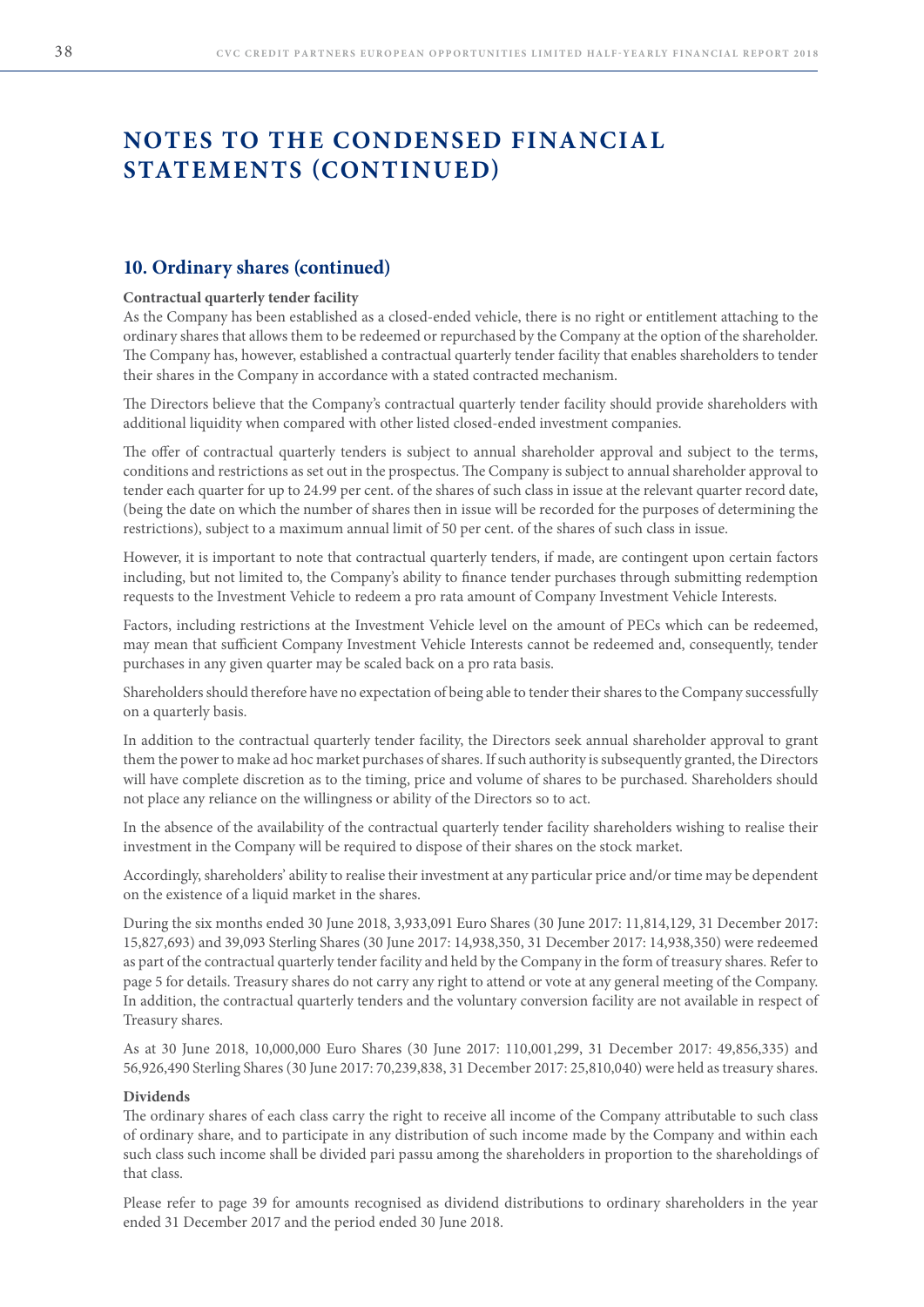# NOTES TO THE CONDENSED FINANCIAL STATEMENTS (CONTINUED)

## 10. Ordinary shares (continued)

**Contractual quarterly tender facility**

As the Company has been established as a closed-ended vehicle, there is no right or entitlement attaching to the ordinary shares that allows them to be redeemed or repurchased by the Company at the option of the shareholder. The Company has, however, established a contractual quarterly tender facility that enables shareholders to tender their shares in the Company in accordance with a stated contracted mechanism.

The Directors believe that the Company's contractual quarterly tender facility should provide shareholders with additional liquidity when compared with other listed closed-ended investment companies.

The offer of contractual quarterly tenders is subject to annual shareholder approval and subject to the terms, conditions and restrictions as set out in the prospectus. The Company is subject to annual shareholder approval to tender each quarter for up to 24.99 per cent. of the shares of such class in issue at the relevant quarter record date, (being the date on which the number of shares then in issue will be recorded for the purposes of determining the restrictions), subject to a maximum annual limit of 50 per cent. of the shares of such class in issue.

However, it is important to note that contractual quarterly tenders, if made, are contingent upon certain factors including, but not limited to, the Company's ability to finance tender purchases through submitting redemption requests to the Investment Vehicle to redeem a pro rata amount of Company Investment Vehicle Interests.

Factors, including restrictions at the Investment Vehicle level on the amount of PECs which can be redeemed, may mean that sufficient Company Investment Vehicle Interests cannot be redeemed and, consequently, tender purchases in any given quarter may be scaled back on a pro rata basis.

Shareholders should therefore have no expectation of being able to tender their shares to the Company successfully on a quarterly basis.

In addition to the contractual quarterly tender facility, the Directors seek annual shareholder approval to grant them the power to make ad hoc market purchases of shares. If such authority is subsequently granted, the Directors will have complete discretion as to the timing, price and volume of shares to be purchased. Shareholders should not place any reliance on the willingness or ability of the Directors so to act.

In the absence of the availability of the contractual quarterly tender facility shareholders wishing to realise their investment in the Company will be required to dispose of their shares on the stock market.

Accordingly, shareholders' ability to realise their investment at any particular price and/or time may be dependent on the existence of a liquid market in the shares.

During the six months ended 30 June 2018, 3,933,091 Euro Shares (30 June 2017: 11,814,129, 31 December 2017: 15,827,693) and 39,093 Sterling Shares (30 June 2017: 14,938,350, 31 December 2017: 14,938,350) were redeemed as part of the contractual quarterly tender facility and held by the Company in the form of treasury shares. Refer to page 5 for details. Treasury shares do not carry any right to attend or vote at any general meeting of the Company. In addition, the contractual quarterly tenders and the voluntary conversion facility are not available in respect of Treasury shares.

As at 30 June 2018, 10,000,000 Euro Shares (30 June 2017: 110,001,299, 31 December 2017: 49,856,335) and 56,926,490 Sterling Shares (30 June 2017: 70,239,838, 31 December 2017: 25,810,040) were held as treasury shares.

**Dividends**

The ordinary shares of each class carry the right to receive all income of the Company attributable to such class of ordinary share, and to participate in any distribution of such income made by the Company and within each such class such income shall be divided pari passu among the shareholders in proportion to the shareholdings of that class.

Please refer to page 39 for amounts recognised as dividend distributions to ordinary shareholders in the year ended 31 December 2017 and the period ended 30 June 2018.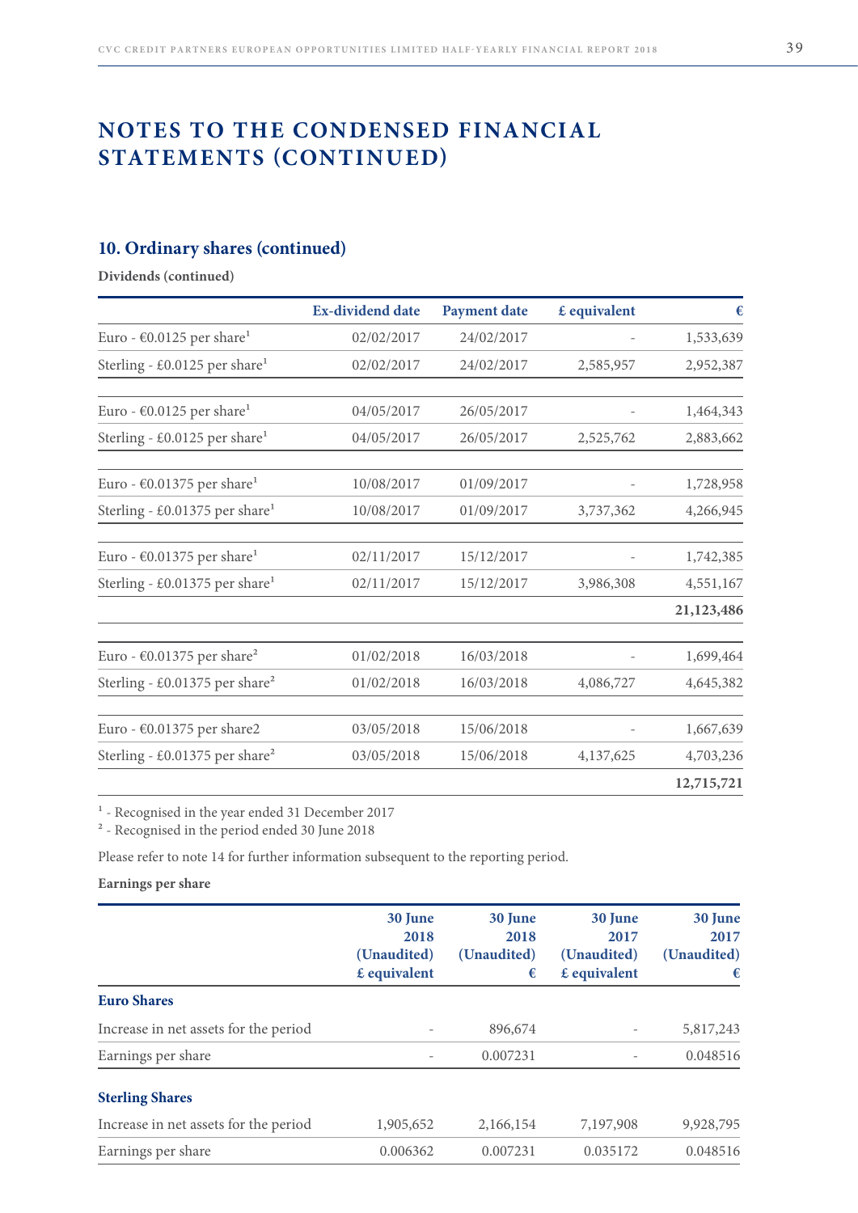# NOTES TO THE CONDENSED FINANCIAL STATEMENTS (CONTINUED)

## 10. Ordinary shares (continued)

**Dividends (continued)**

| | Ex-dividend date | Payment date | £ equivalent | € |
|---|---|---|---|---|
| Euro - €0.0125 per share[1] | 02/02/2017 | 24/02/2017 | - | 1,533,639 |
| Sterling - £0.0125 per share[1] | 02/02/2017 | 24/02/2017 | 2,585,957 | 2,952,387 |
| Euro - €0.0125 per share[1] | 04/05/2017 | 26/05/2017 | - | 1,464,343 |
| Sterling - £0.0125 per share[1] | 04/05/2017 | 26/05/2017 | 2,525,762 | 2,883,662 |
| Euro - €0.01375 per share[1] | 10/08/2017 | 01/09/2017 | - | 1,728,958 |
| Sterling - £0.01375 per share[1] | 10/08/2017 | 01/09/2017 | 3,737,362 | 4,266,945 |
| Euro - €0.01375 per share[1] | 02/11/2017 | 15/12/2017 | - | 1,742,385 |
| Sterling - £0.01375 per share[1] | 02/11/2017 | 15/12/2017 | 3,986,308 | 4,551,167 |
| | | | | **21,123,486** |
| Euro - €0.01375 per share[2] | 01/02/2018 | 16/03/2018 | - | 1,699,464 |
| Sterling - £0.01375 per share[2] | 01/02/2018 | 16/03/2018 | 4,086,727 | 4,645,382 |
| Euro - €0.01375 per share2 | 03/05/2018 | 15/06/2018 | - | 1,667,639 |
| Sterling - £0.01375 per share[2] | 03/05/2018 | 15/06/2018 | 4,137,625 | 4,703,236 |
| | | | | **12,715,721** |

[1] - Recognised in the year ended 31 December 2017

[2] - Recognised in the period ended 30 June 2018

Please refer to note 14 for further information subsequent to the reporting period.

**Earnings per share**

| | 30 June 2018 (Unaudited) £ equivalent | 30 June 2018 (Unaudited) € | 30 June 2017 (Unaudited) £ equivalent | 30 June 2017 (Unaudited) € |
|---|---|---|---|---|
| **Euro Shares** | | | | |
| Increase in net assets for the period | - | 896,674 | - | 5,817,243 |
| Earnings per share | - | 0.007231 | - | 0.048516 |
| **Sterling Shares** | | | | |
| Increase in net assets for the period | 1,905,652 | 2,166,154 | 7,197,908 | 9,928,795 |
| Earnings per share | 0.006362 | 0.007231 | 0.035172 | 0.048516 |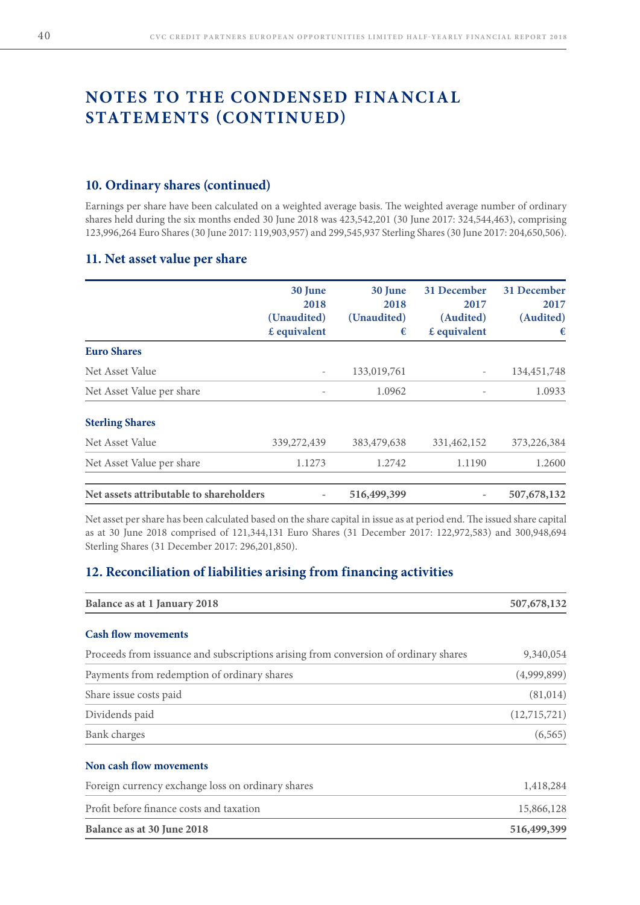# NOTES TO THE CONDENSED FINANCIAL STATEMENTS (CONTINUED)

## 10. Ordinary shares (continued)

Earnings per share have been calculated on a weighted average basis. The weighted average number of ordinary shares held during the six months ended 30 June 2018 was 423,542,201 (30 June 2017: 324,544,463), comprising 123,996,264 Euro Shares (30 June 2017: 119,903,957) and 299,545,937 Sterling Shares (30 June 2017: 204,650,506).

## 11. Net asset value per share

| | 30 June 2018 (Unaudited) £ equivalent | 30 June 2018 (Unaudited) € | 31 December 2017 (Audited) £ equivalent | 31 December 2017 (Audited) € |
|---|---|---|---|---|
| **Euro Shares** | | | | |
| Net Asset Value | - | 133,019,761 | - | 134,451,748 |
| Net Asset Value per share | - | 1.0962 | - | 1.0933 |
| **Sterling Shares** | | | | |
| Net Asset Value | 339,272,439 | 383,479,638 | 331,462,152 | 373,226,384 |
| Net Asset Value per share | 1.1273 | 1.2742 | 1.1190 | 1.2600 |
| **Net assets attributable to shareholders** | - | **516,499,399** | - | **507,678,132** |

Net asset per share has been calculated based on the share capital in issue as at period end. The issued share capital as at 30 June 2018 comprised of 121,344,131 Euro Shares (31 December 2017: 122,972,583) and 300,948,694 Sterling Shares (31 December 2017: 296,201,850).

## 12. Reconciliation of liabilities arising from financing activities

| | |
|---|---|
| **Balance as at 1 January 2018** | **507,678,132** |
| **Cash flow movements** | |
| Proceeds from issuance and subscriptions arising from conversion of ordinary shares | 9,340,054 |
| Payments from redemption of ordinary shares | (4,999,899) |
| Share issue costs paid | (81,014) |
| Dividends paid | (12,715,721) |
| Bank charges | (6,565) |
| **Non cash flow movements** | |
| Foreign currency exchange loss on ordinary shares | 1,418,284 |
| Profit before finance costs and taxation | 15,866,128 |
| **Balance as at 30 June 2018** | **516,499,399** |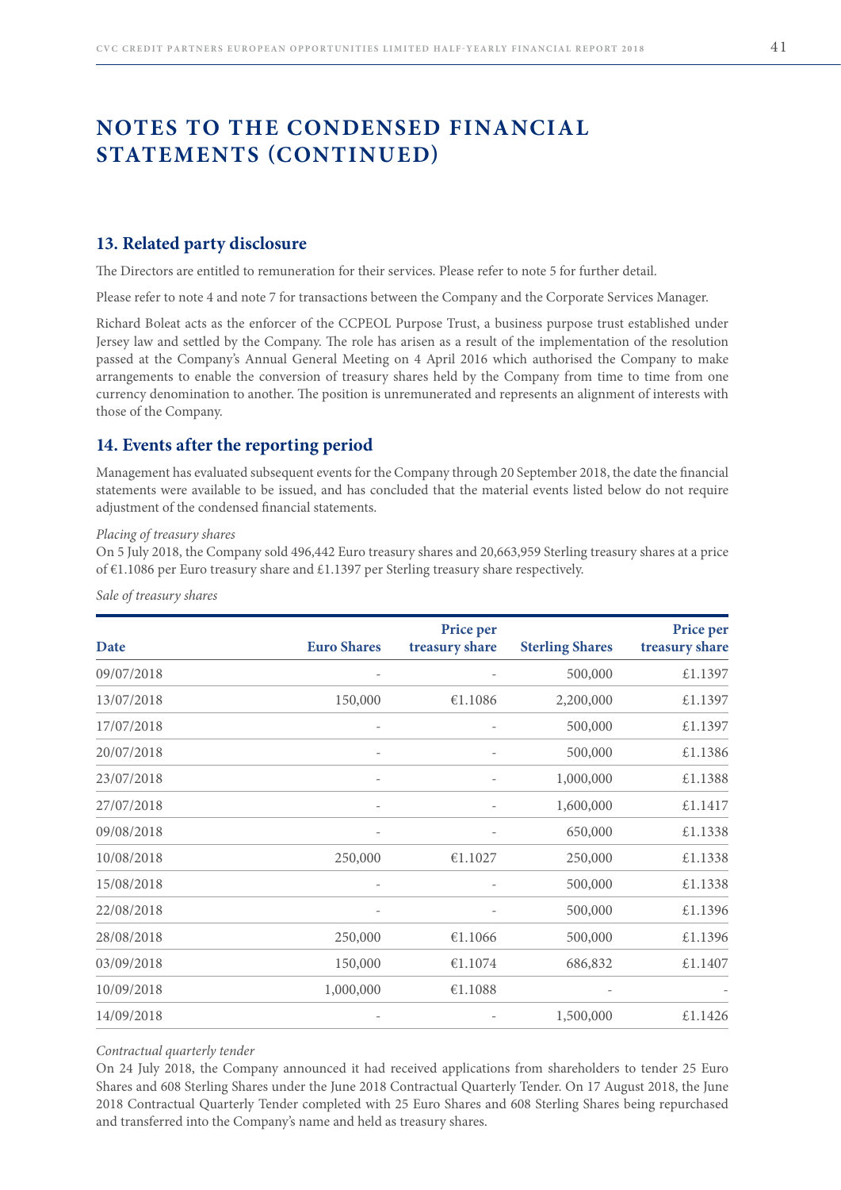# NOTES TO THE CONDENSED FINANCIAL STATEMENTS (CONTINUED)

## 13. Related party disclosure

The Directors are entitled to remuneration for their services. Please refer to note 5 for further detail.

Please refer to note 4 and note 7 for transactions between the Company and the Corporate Services Manager.

Richard Boleat acts as the enforcer of the CCPEOL Purpose Trust, a business purpose trust established under Jersey law and settled by the Company. The role has arisen as a result of the implementation of the resolution passed at the Company's Annual General Meeting on 4 April 2016 which authorised the Company to make arrangements to enable the conversion of treasury shares held by the Company from time to time from one currency denomination to another. The position is unremunerated and represents an alignment of interests with those of the Company.

## 14. Events after the reporting period

Management has evaluated subsequent events for the Company through 20 September 2018, the date the financial statements were available to be issued, and has concluded that the material events listed below do not require adjustment of the condensed financial statements.

*Placing of treasury shares*

On 5 July 2018, the Company sold 496,442 Euro treasury shares and 20,663,959 Sterling treasury shares at a price of €1.1086 per Euro treasury share and £1.1397 per Sterling treasury share respectively.

*Sale of treasury shares*

| Date | Euro Shares | Price per treasury share | Sterling Shares | Price per treasury share |
|---|---|---|---|---|
| 09/07/2018 | - | - | 500,000 | £1.1397 |
| 13/07/2018 | 150,000 | €1.1086 | 2,200,000 | £1.1397 |
| 17/07/2018 | - | - | 500,000 | £1.1397 |
| 20/07/2018 | - | - | 500,000 | £1.1386 |
| 23/07/2018 | - | - | 1,000,000 | £1.1388 |
| 27/07/2018 | - | - | 1,600,000 | £1.1417 |
| 09/08/2018 | - | - | 650,000 | £1.1338 |
| 10/08/2018 | 250,000 | €1.1027 | 250,000 | £1.1338 |
| 15/08/2018 | - | - | 500,000 | £1.1338 |
| 22/08/2018 | - | - | 500,000 | £1.1396 |
| 28/08/2018 | 250,000 | €1.1066 | 500,000 | £1.1396 |
| 03/09/2018 | 150,000 | €1.1074 | 686,832 | £1.1407 |
| 10/09/2018 | 1,000,000 | €1.1088 | - | - |
| 14/09/2018 | - | - | 1,500,000 | £1.1426 |

*Contractual quarterly tender*

On 24 July 2018, the Company announced it had received applications from shareholders to tender 25 Euro Shares and 608 Sterling Shares under the June 2018 Contractual Quarterly Tender. On 17 August 2018, the June 2018 Contractual Quarterly Tender completed with 25 Euro Shares and 608 Sterling Shares being repurchased and transferred into the Company's name and held as treasury shares.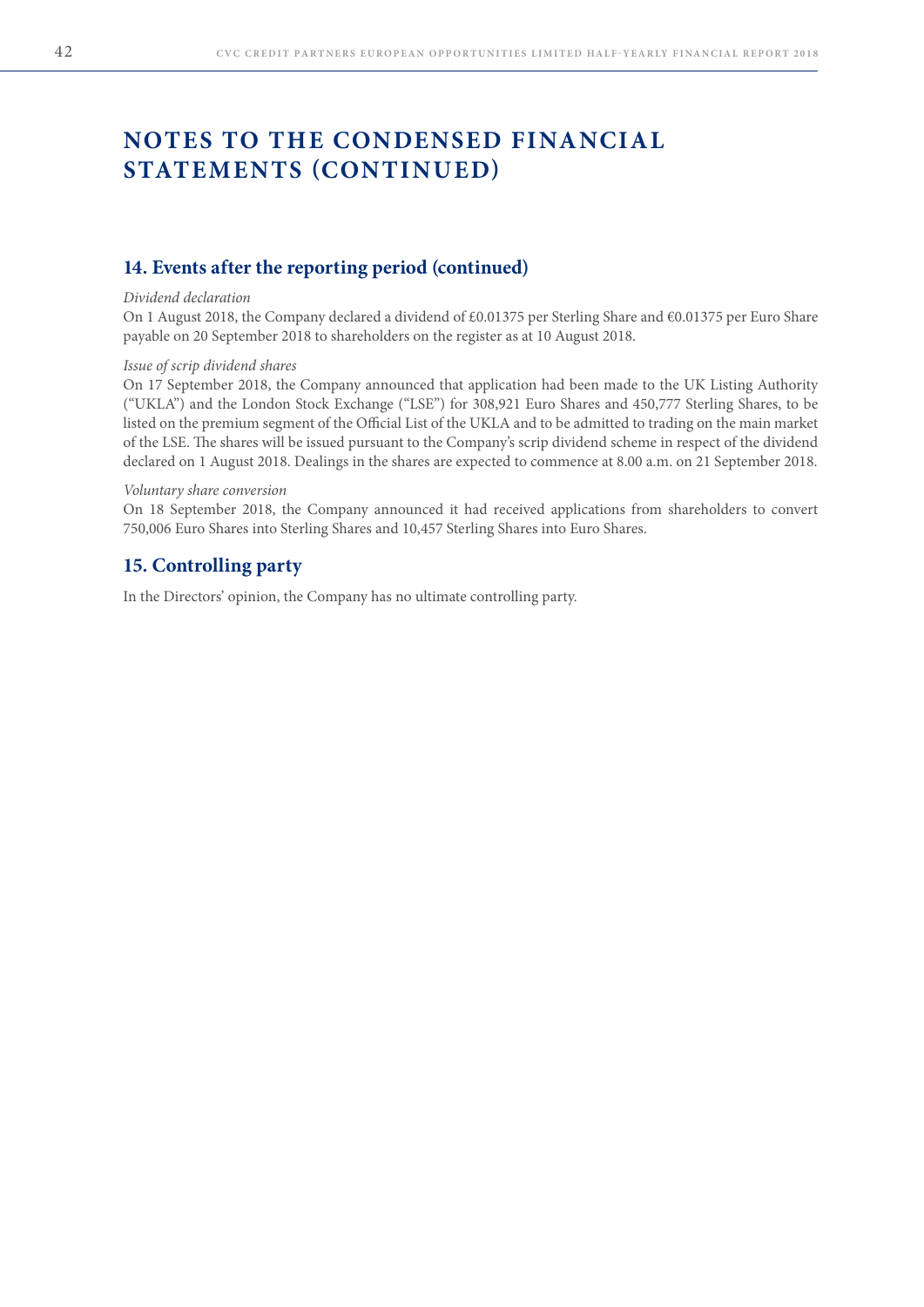# NOTES TO THE CONDENSED FINANCIAL STATEMENTS (CONTINUED)

## 14. Events after the reporting period (continued)

*Dividend declaration*

On 1 August 2018, the Company declared a dividend of £0.01375 per Sterling Share and €0.01375 per Euro Share payable on 20 September 2018 to shareholders on the register as at 10 August 2018.

*Issue of scrip dividend shares*

On 17 September 2018, the Company announced that application had been made to the UK Listing Authority ("UKLA") and the London Stock Exchange ("LSE") for 308,921 Euro Shares and 450,777 Sterling Shares, to be listed on the premium segment of the Official List of the UKLA and to be admitted to trading on the main market of the LSE. The shares will be issued pursuant to the Company's scrip dividend scheme in respect of the dividend declared on 1 August 2018. Dealings in the shares are expected to commence at 8.00 a.m. on 21 September 2018.

*Voluntary share conversion*

On 18 September 2018, the Company announced it had received applications from shareholders to convert 750,006 Euro Shares into Sterling Shares and 10,457 Sterling Shares into Euro Shares.

## 15. Controlling party

In the Directors' opinion, the Company has no ultimate controlling party.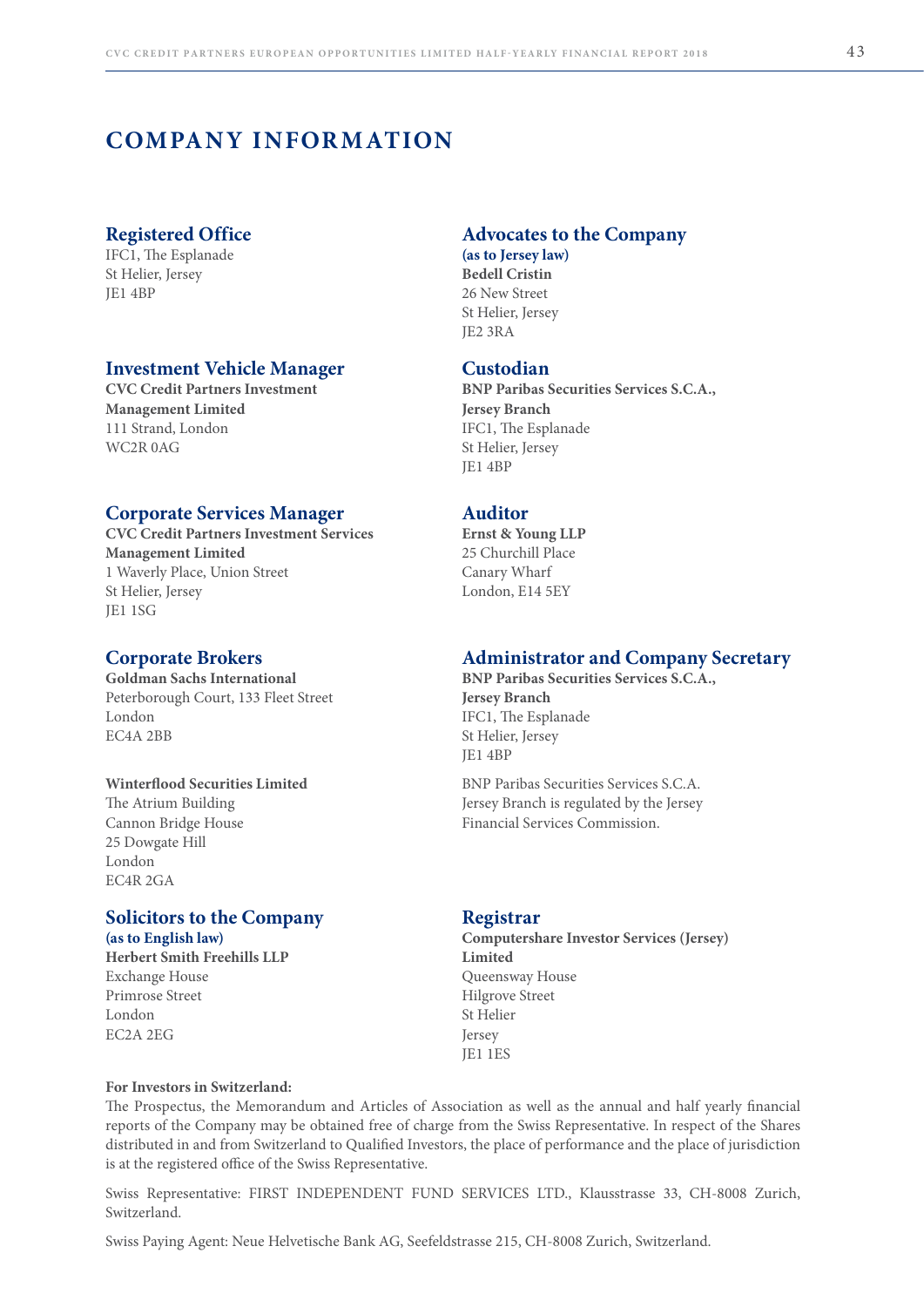# COMPANY INFORMATION

## Registered Office

IFC1, The Esplanade
St Helier, Jersey
JE1 4BP

## Investment Vehicle Manager

**CVC Credit Partners Investment Management Limited**
111 Strand, London
WC2R 0AG

## Corporate Services Manager

**CVC Credit Partners Investment Services Management Limited**
1 Waverly Place, Union Street
St Helier, Jersey
JE1 1SG

## Corporate Brokers

**Goldman Sachs International**
Peterborough Court, 133 Fleet Street
London
EC4A 2BB

**Winterflood Securities Limited**
The Atrium Building
Cannon Bridge House
25 Dowgate Hill
London
EC4R 2GA

## Solicitors to the Company

**(as to English law)**
**Herbert Smith Freehills LLP**
Exchange House
Primrose Street
London
EC2A 2EG

## Advocates to the Company

**(as to Jersey law)**
**Bedell Cristin**
26 New Street
St Helier, Jersey
JE2 3RA

## Custodian

**BNP Paribas Securities Services S.C.A., Jersey Branch**
IFC1, The Esplanade
St Helier, Jersey
JE1 4BP

## Auditor

**Ernst & Young LLP**
25 Churchill Place
Canary Wharf
London, E14 5EY

## Administrator and Company Secretary

**BNP Paribas Securities Services S.C.A., Jersey Branch**
IFC1, The Esplanade
St Helier, Jersey
JE1 4BP

BNP Paribas Securities Services S.C.A. Jersey Branch is regulated by the Jersey Financial Services Commission.

## Registrar

**Computershare Investor Services (Jersey) Limited**
Queensway House
Hilgrove Street
St Helier
Jersey
JE1 1ES

**For Investors in Switzerland:**

The Prospectus, the Memorandum and Articles of Association as well as the annual and half yearly financial reports of the Company may be obtained free of charge from the Swiss Representative. In respect of the Shares distributed in and from Switzerland to Qualified Investors, the place of performance and the place of jurisdiction is at the registered office of the Swiss Representative.

Swiss Representative: FIRST INDEPENDENT FUND SERVICES LTD., Klausstrasse 33, CH-8008 Zurich, Switzerland.

Swiss Paying Agent: Neue Helvetische Bank AG, Seefeldstrasse 215, CH-8008 Zurich, Switzerland.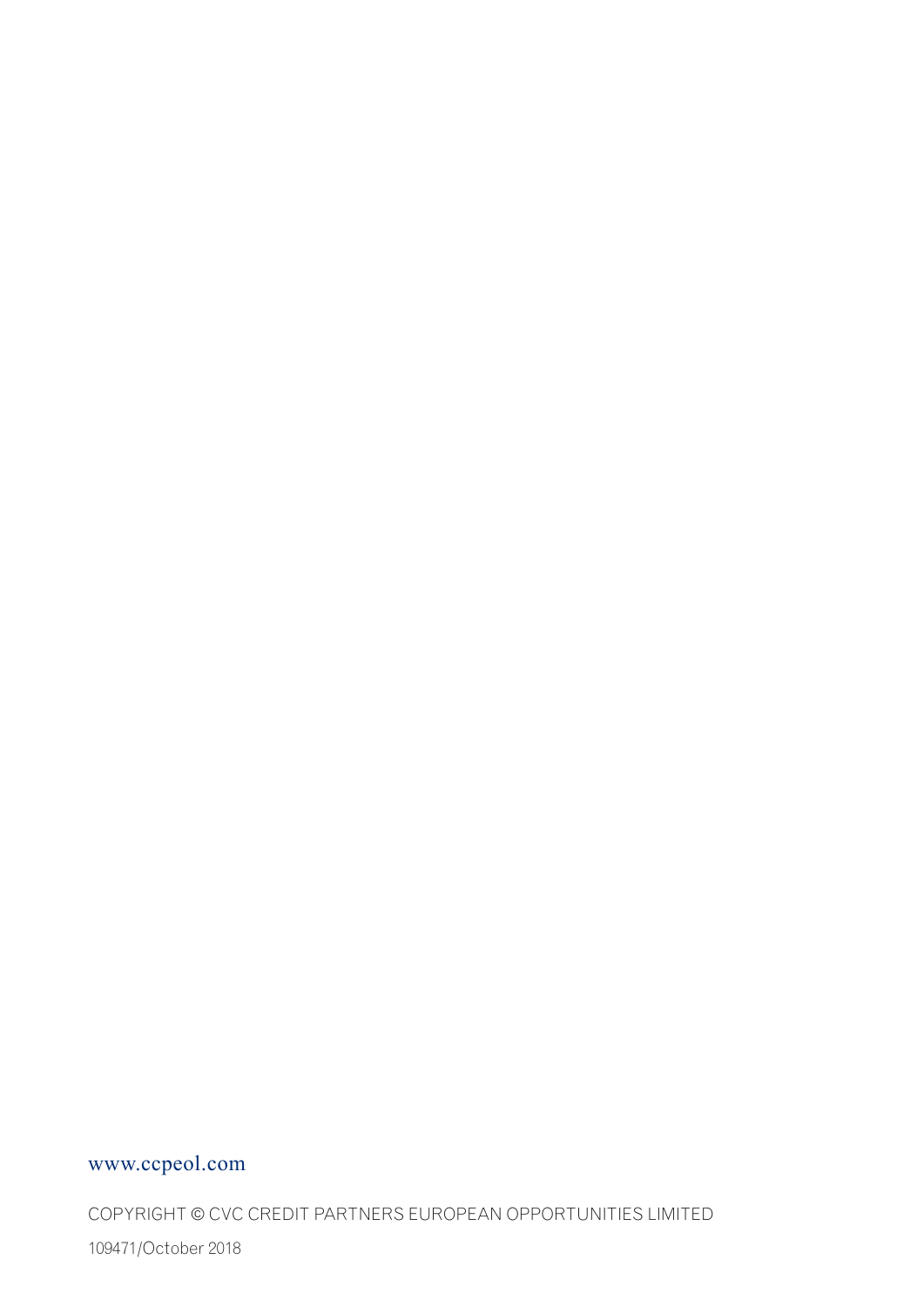www.ccpeol.com

COPYRIGHT © CVC CREDIT PARTNERS EUROPEAN OPPORTUNITIES LIMITED

109471/October 2018